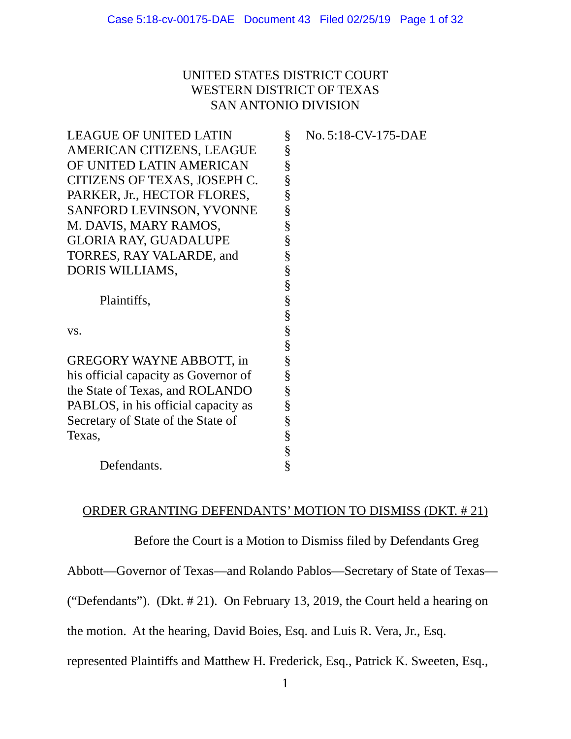UNITED STATES DISTRICT COURT
WESTERN DISTRICT OF TEXAS
SAN ANTONIO DIVISION

LEAGUE OF UNITED LATIN AMERICAN CITIZENS, LEAGUE OF UNITED LATIN AMERICAN CITIZENS OF TEXAS, JOSEPH C. PARKER, Jr., HECTOR FLORES, SANFORD LEVINSON, YVONNE M. DAVIS, MARY RAMOS, GLORIA RAY, GUADALUPE TORRES, RAY VALARDE, and DORIS WILLIAMS,

Plaintiffs,

vs.

GREGORY WAYNE ABBOTT, in his official capacity as Governor of the State of Texas, and ROLANDO PABLOS, in his official capacity as Secretary of State of the State of Texas,

Defendants.

No. 5:18-CV-175-DAE

ORDER GRANTING DEFENDANTS' MOTION TO DISMISS (DKT. # 21)

Before the Court is a Motion to Dismiss filed by Defendants Greg Abbott—Governor of Texas—and Rolando Pablos—Secretary of State of Texas—("Defendants"). (Dkt. # 21). On February 13, 2019, the Court held a hearing on the motion. At the hearing, David Boies, Esq. and Luis R. Vera, Jr., Esq. represented Plaintiffs and Matthew H. Frederick, Esq., Patrick K. Sweeten, Esq.,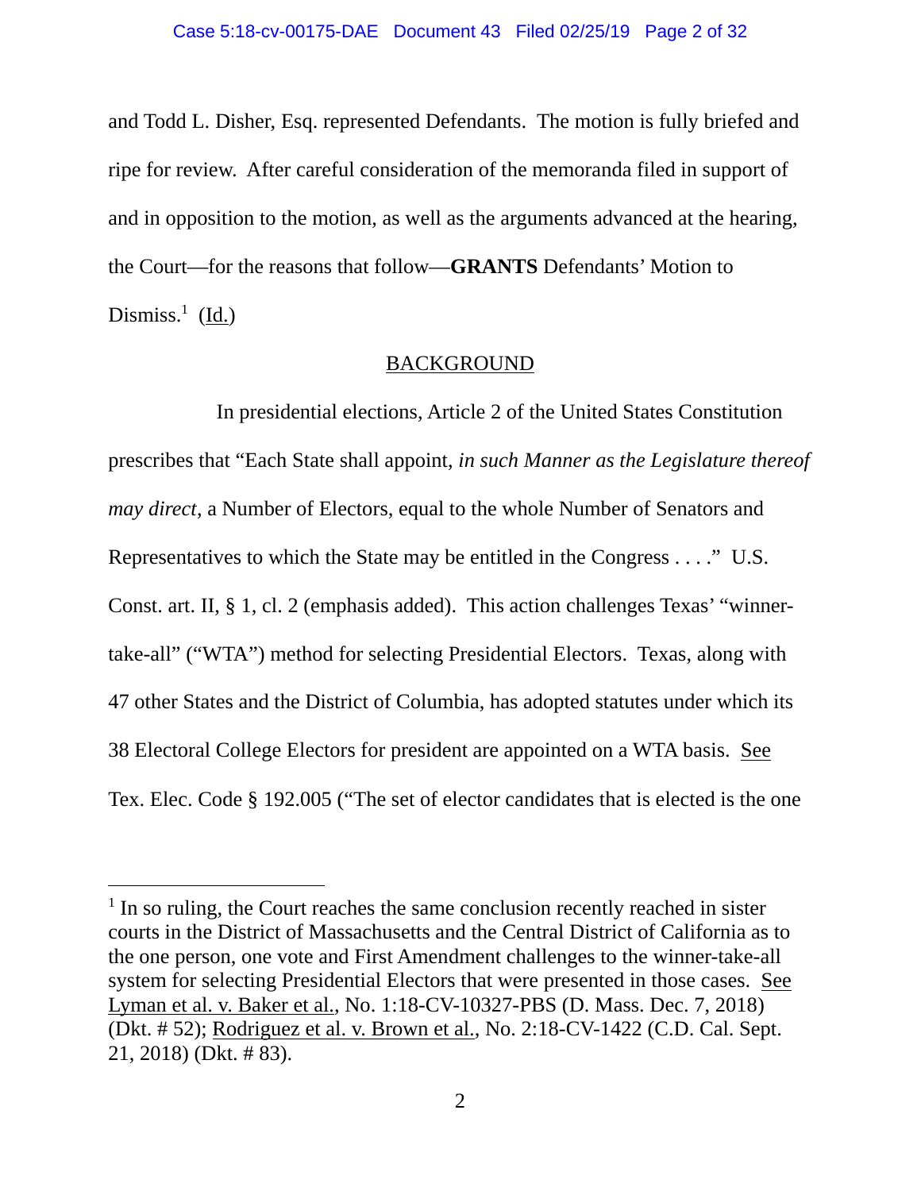and Todd L. Disher, Esq. represented Defendants. The motion is fully briefed and ripe for review. After careful consideration of the memoranda filed in support of and in opposition to the motion, as well as the arguments advanced at the hearing, the Court—for the reasons that follow—**GRANTS** Defendants' Motion to Dismiss.[1] (Id.)

## BACKGROUND

In presidential elections, Article 2 of the United States Constitution prescribes that "Each State shall appoint, *in such Manner as the Legislature thereof may direct*, a Number of Electors, equal to the whole Number of Senators and Representatives to which the State may be entitled in the Congress . . . ." U.S. Const. art. II, § 1, cl. 2 (emphasis added). This action challenges Texas' "winner-take-all" ("WTA") method for selecting Presidential Electors. Texas, along with 47 other States and the District of Columbia, has adopted statutes under which its 38 Electoral College Electors for president are appointed on a WTA basis. See Tex. Elec. Code § 192.005 ("The set of elector candidates that is elected is the one

---

[1] In so ruling, the Court reaches the same conclusion recently reached in sister courts in the District of Massachusetts and the Central District of California as to the one person, one vote and First Amendment challenges to the winner-take-all system for selecting Presidential Electors that were presented in those cases. See Lyman et al. v. Baker et al., No. 1:18-CV-10327-PBS (D. Mass. Dec. 7, 2018) (Dkt. # 52); Rodriguez et al. v. Brown et al., No. 2:18-CV-1422 (C.D. Cal. Sept. 21, 2018) (Dkt. # 83).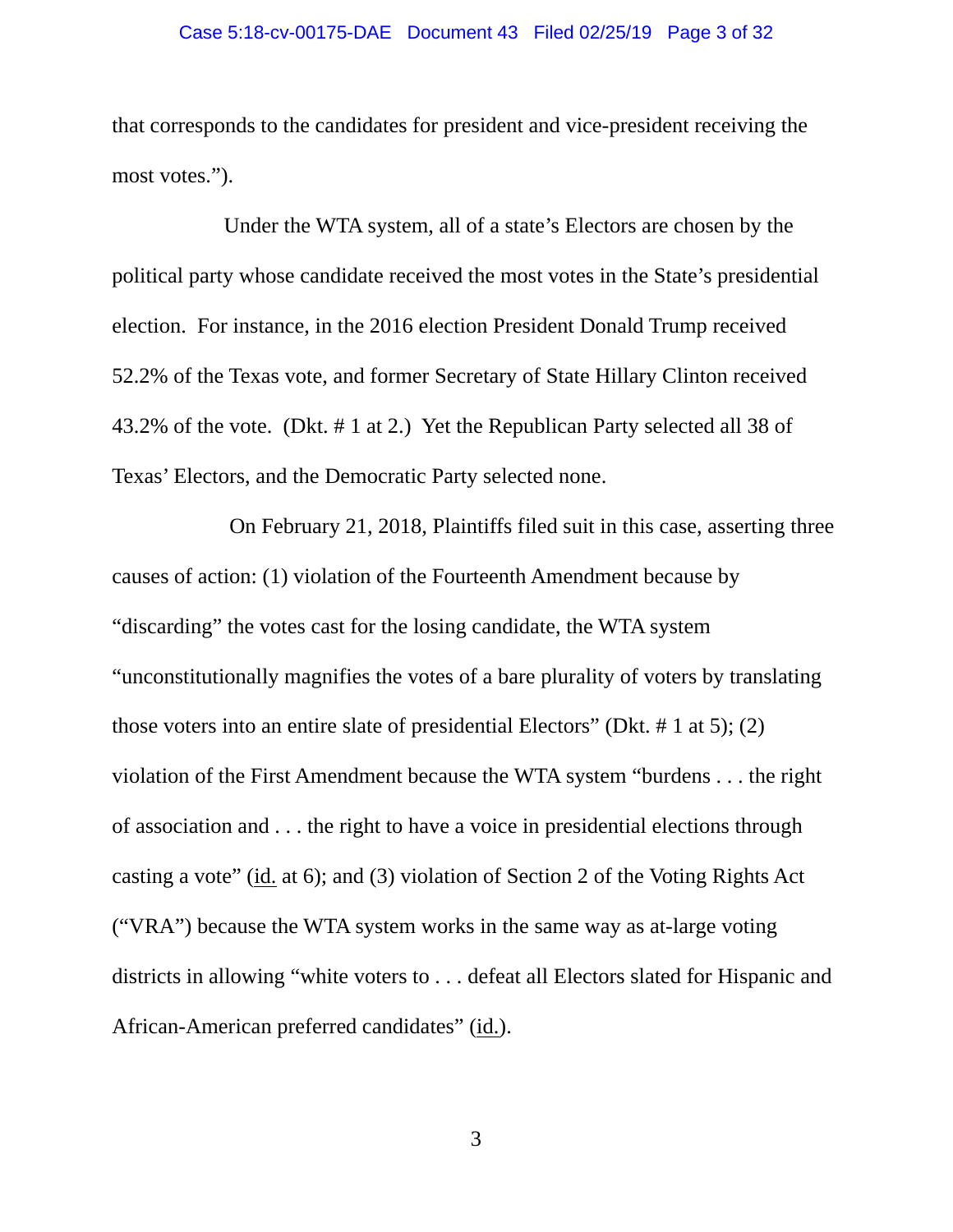that corresponds to the candidates for president and vice-president receiving the most votes.").

Under the WTA system, all of a state's Electors are chosen by the political party whose candidate received the most votes in the State's presidential election. For instance, in the 2016 election President Donald Trump received 52.2% of the Texas vote, and former Secretary of State Hillary Clinton received 43.2% of the vote. (Dkt. # 1 at 2.) Yet the Republican Party selected all 38 of Texas' Electors, and the Democratic Party selected none.

On February 21, 2018, Plaintiffs filed suit in this case, asserting three causes of action: (1) violation of the Fourteenth Amendment because by "discarding" the votes cast for the losing candidate, the WTA system "unconstitutionally magnifies the votes of a bare plurality of voters by translating those voters into an entire slate of presidential Electors" (Dkt. # 1 at 5); (2) violation of the First Amendment because the WTA system "burdens . . . the right of association and . . . the right to have a voice in presidential elections through casting a vote" (id. at 6); and (3) violation of Section 2 of the Voting Rights Act ("VRA") because the WTA system works in the same way as at-large voting districts in allowing "white voters to . . . defeat all Electors slated for Hispanic and African-American preferred candidates" (id.).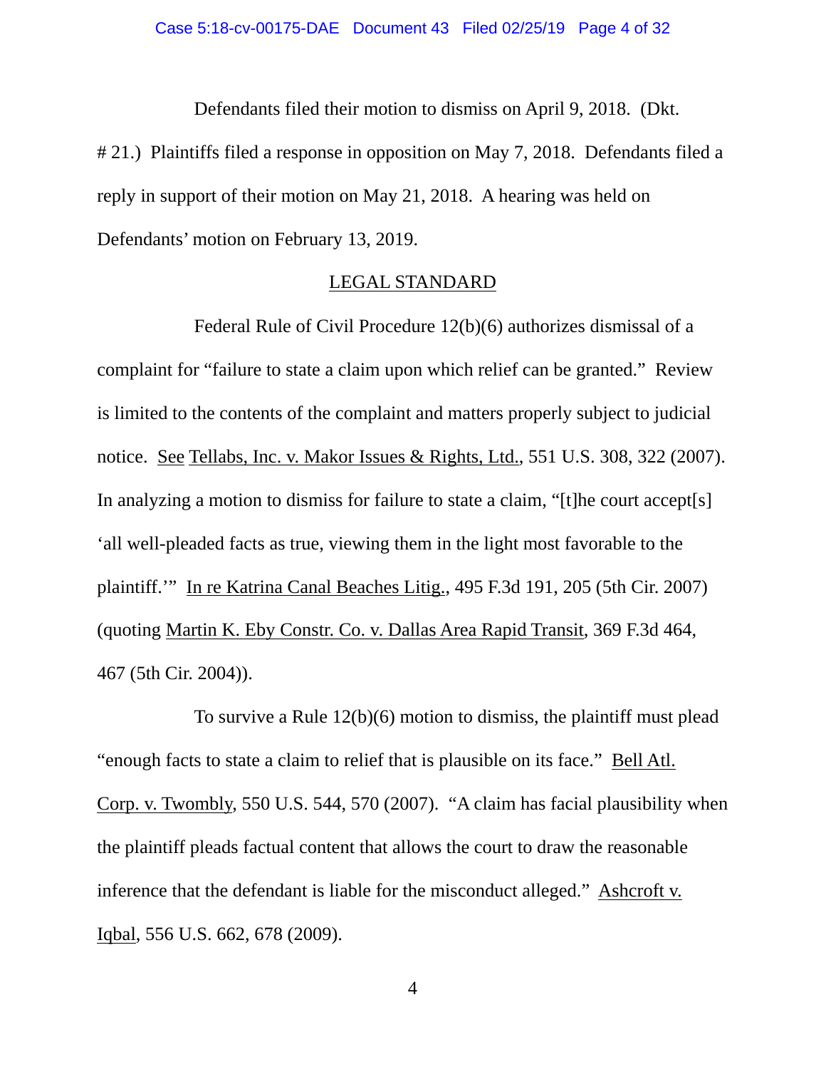Defendants filed their motion to dismiss on April 9, 2018. (Dkt. # 21.) Plaintiffs filed a response in opposition on May 7, 2018. Defendants filed a reply in support of their motion on May 21, 2018. A hearing was held on Defendants' motion on February 13, 2019.

## LEGAL STANDARD

Federal Rule of Civil Procedure 12(b)(6) authorizes dismissal of a complaint for "failure to state a claim upon which relief can be granted." Review is limited to the contents of the complaint and matters properly subject to judicial notice. See Tellabs, Inc. v. Makor Issues & Rights, Ltd., 551 U.S. 308, 322 (2007). In analyzing a motion to dismiss for failure to state a claim, "[t]he court accept[s] 'all well-pleaded facts as true, viewing them in the light most favorable to the plaintiff.'" In re Katrina Canal Beaches Litig., 495 F.3d 191, 205 (5th Cir. 2007) (quoting Martin K. Eby Constr. Co. v. Dallas Area Rapid Transit, 369 F.3d 464, 467 (5th Cir. 2004)).

To survive a Rule 12(b)(6) motion to dismiss, the plaintiff must plead "enough facts to state a claim to relief that is plausible on its face." Bell Atl. Corp. v. Twombly, 550 U.S. 544, 570 (2007). "A claim has facial plausibility when the plaintiff pleads factual content that allows the court to draw the reasonable inference that the defendant is liable for the misconduct alleged." Ashcroft v. Iqbal, 556 U.S. 662, 678 (2009).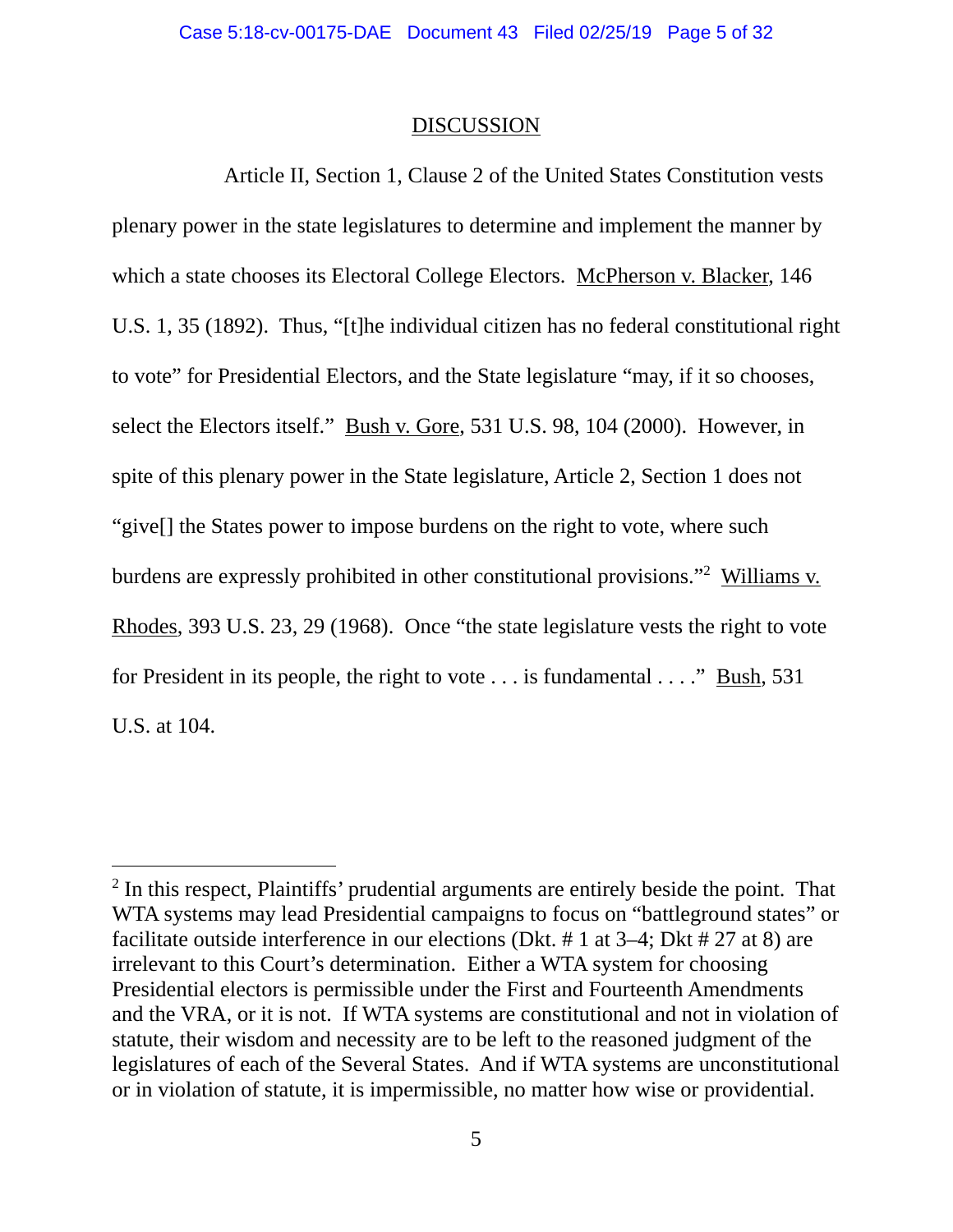## DISCUSSION

Article II, Section 1, Clause 2 of the United States Constitution vests plenary power in the state legislatures to determine and implement the manner by which a state chooses its Electoral College Electors. McPherson v. Blacker, 146 U.S. 1, 35 (1892). Thus, "[t]he individual citizen has no federal constitutional right to vote" for Presidential Electors, and the State legislature "may, if it so chooses, select the Electors itself." Bush v. Gore, 531 U.S. 98, 104 (2000). However, in spite of this plenary power in the State legislature, Article 2, Section 1 does not "give[] the States power to impose burdens on the right to vote, where such burdens are expressly prohibited in other constitutional provisions."[2] Williams v. Rhodes, 393 U.S. 23, 29 (1968). Once "the state legislature vests the right to vote for President in its people, the right to vote . . . is fundamental . . . ." Bush, 531 U.S. at 104.

---

[2] In this respect, Plaintiffs' prudential arguments are entirely beside the point. That WTA systems may lead Presidential campaigns to focus on "battleground states" or facilitate outside interference in our elections (Dkt. # 1 at 3–4; Dkt # 27 at 8) are irrelevant to this Court's determination. Either a WTA system for choosing Presidential electors is permissible under the First and Fourteenth Amendments and the VRA, or it is not. If WTA systems are constitutional and not in violation of statute, their wisdom and necessity are to be left to the reasoned judgment of the legislatures of each of the Several States. And if WTA systems are unconstitutional or in violation of statute, it is impermissible, no matter how wise or providential.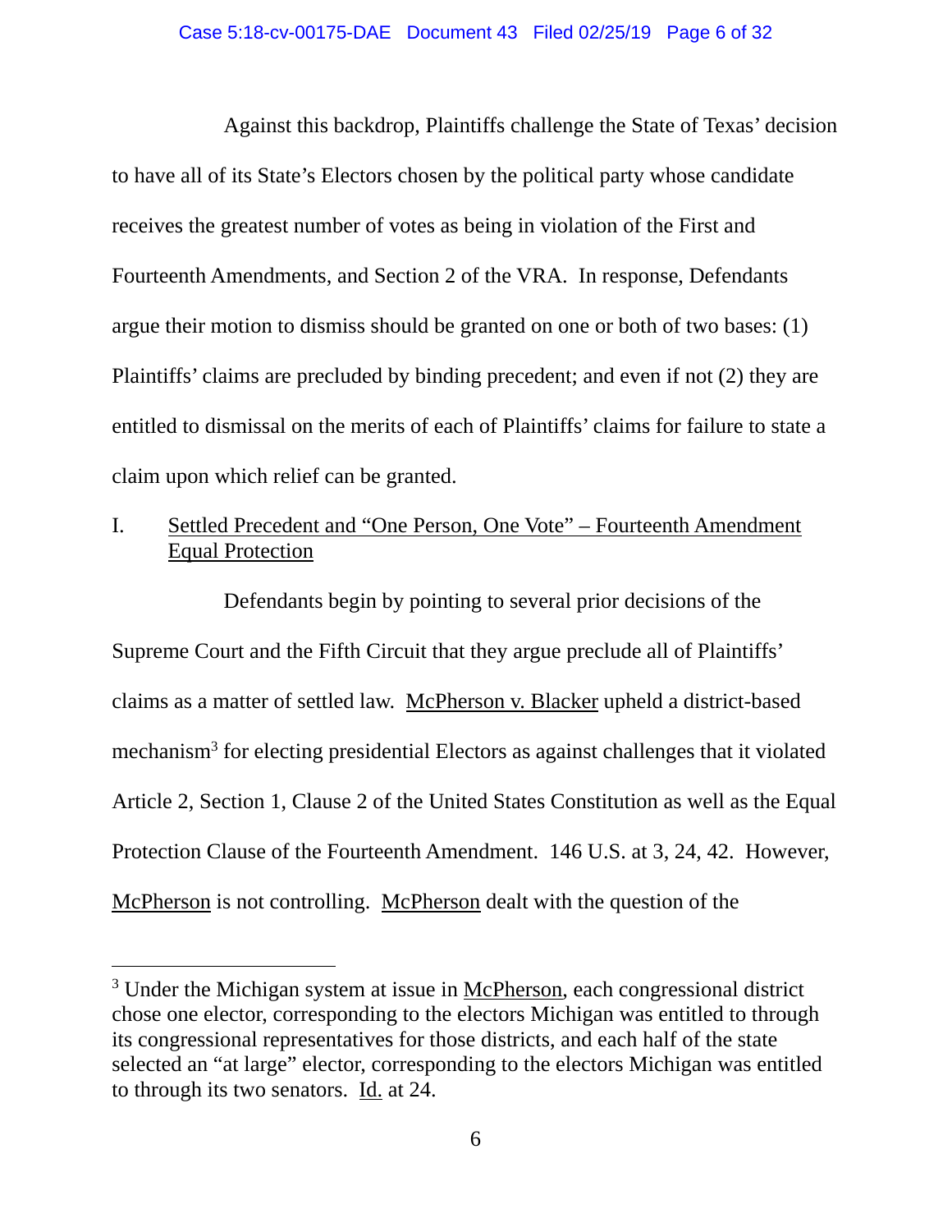Against this backdrop, Plaintiffs challenge the State of Texas' decision to have all of its State's Electors chosen by the political party whose candidate receives the greatest number of votes as being in violation of the First and Fourteenth Amendments, and Section 2 of the VRA. In response, Defendants argue their motion to dismiss should be granted on one or both of two bases: (1) Plaintiffs' claims are precluded by binding precedent; and even if not (2) they are entitled to dismissal on the merits of each of Plaintiffs' claims for failure to state a claim upon which relief can be granted.

## I. Settled Precedent and "One Person, One Vote" – Fourteenth Amendment Equal Protection

Defendants begin by pointing to several prior decisions of the Supreme Court and the Fifth Circuit that they argue preclude all of Plaintiffs' claims as a matter of settled law. McPherson v. Blacker upheld a district-based mechanism[3] for electing presidential Electors as against challenges that it violated Article 2, Section 1, Clause 2 of the United States Constitution as well as the Equal Protection Clause of the Fourteenth Amendment. 146 U.S. at 3, 24, 42. However, McPherson is not controlling. McPherson dealt with the question of the

---

[3] Under the Michigan system at issue in McPherson, each congressional district chose one elector, corresponding to the electors Michigan was entitled to through its congressional representatives for those districts, and each half of the state selected an "at large" elector, corresponding to the electors Michigan was entitled to through its two senators. Id. at 24.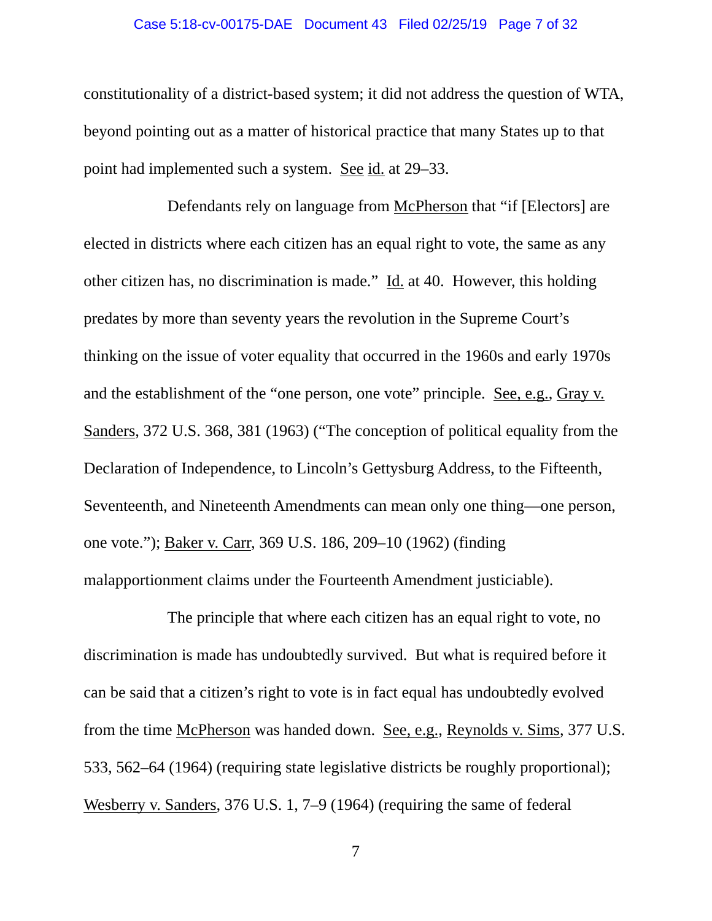constitutionality of a district-based system; it did not address the question of WTA, beyond pointing out as a matter of historical practice that many States up to that point had implemented such a system. See id. at 29–33.

Defendants rely on language from McPherson that "if [Electors] are elected in districts where each citizen has an equal right to vote, the same as any other citizen has, no discrimination is made." Id. at 40. However, this holding predates by more than seventy years the revolution in the Supreme Court's thinking on the issue of voter equality that occurred in the 1960s and early 1970s and the establishment of the "one person, one vote" principle. See, e.g., Gray v. Sanders, 372 U.S. 368, 381 (1963) ("The conception of political equality from the Declaration of Independence, to Lincoln's Gettysburg Address, to the Fifteenth, Seventeenth, and Nineteenth Amendments can mean only one thing—one person, one vote."); Baker v. Carr, 369 U.S. 186, 209–10 (1962) (finding malapportionment claims under the Fourteenth Amendment justiciable).

The principle that where each citizen has an equal right to vote, no discrimination is made has undoubtedly survived. But what is required before it can be said that a citizen's right to vote is in fact equal has undoubtedly evolved from the time McPherson was handed down. See, e.g., Reynolds v. Sims, 377 U.S. 533, 562–64 (1964) (requiring state legislative districts be roughly proportional); Wesberry v. Sanders, 376 U.S. 1, 7–9 (1964) (requiring the same of federal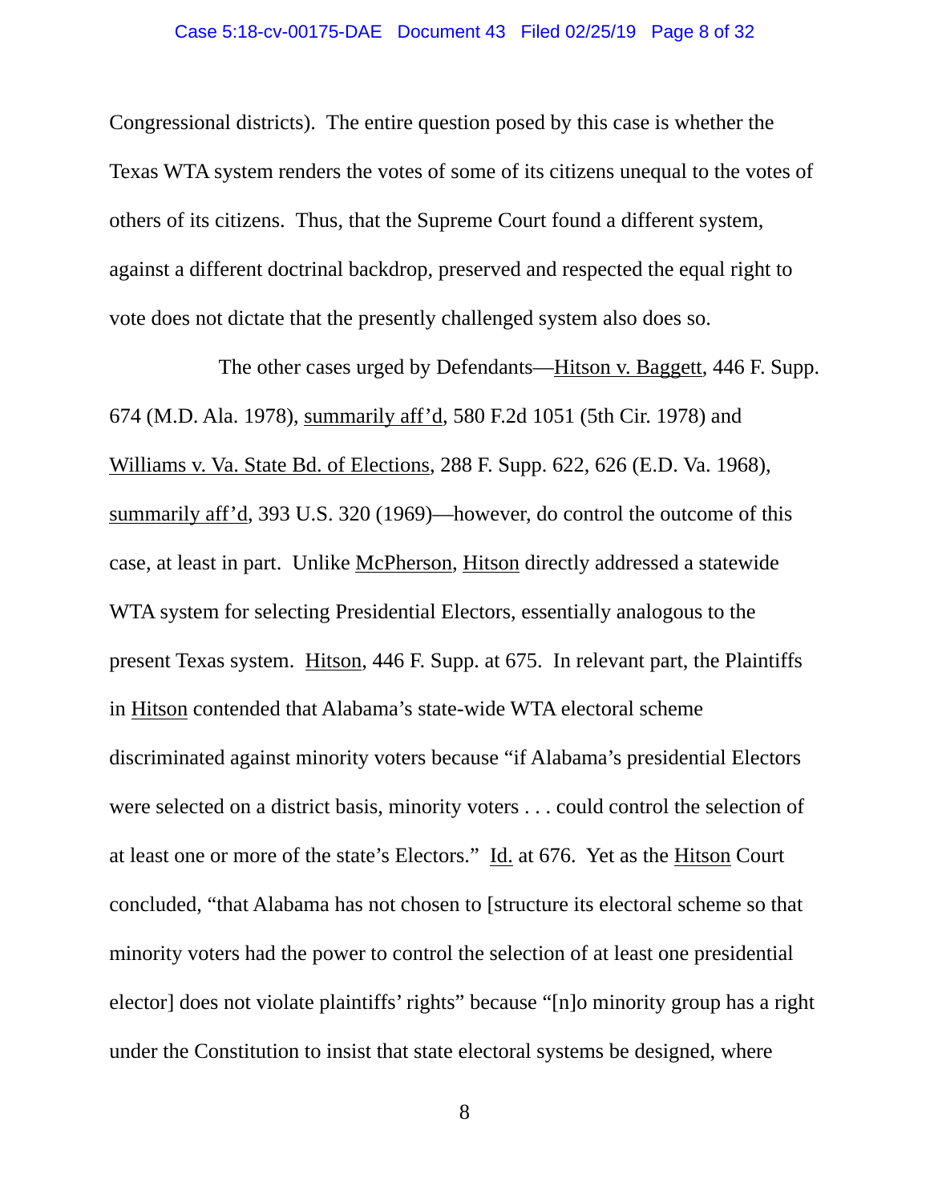Congressional districts). The entire question posed by this case is whether the Texas WTA system renders the votes of some of its citizens unequal to the votes of others of its citizens. Thus, that the Supreme Court found a different system, against a different doctrinal backdrop, preserved and respected the equal right to vote does not dictate that the presently challenged system also does so.

The other cases urged by Defendants—Hitson v. Baggett, 446 F. Supp. 674 (M.D. Ala. 1978), summarily aff'd, 580 F.2d 1051 (5th Cir. 1978) and Williams v. Va. State Bd. of Elections, 288 F. Supp. 622, 626 (E.D. Va. 1968), summarily aff'd, 393 U.S. 320 (1969)—however, do control the outcome of this case, at least in part. Unlike McPherson, Hitson directly addressed a statewide WTA system for selecting Presidential Electors, essentially analogous to the present Texas system. Hitson, 446 F. Supp. at 675. In relevant part, the Plaintiffs in Hitson contended that Alabama's state-wide WTA electoral scheme discriminated against minority voters because "if Alabama's presidential Electors were selected on a district basis, minority voters . . . could control the selection of at least one or more of the state's Electors." Id. at 676. Yet as the Hitson Court concluded, "that Alabama has not chosen to [structure its electoral scheme so that minority voters had the power to control the selection of at least one presidential elector] does not violate plaintiffs' rights" because "[n]o minority group has a right under the Constitution to insist that state electoral systems be designed, where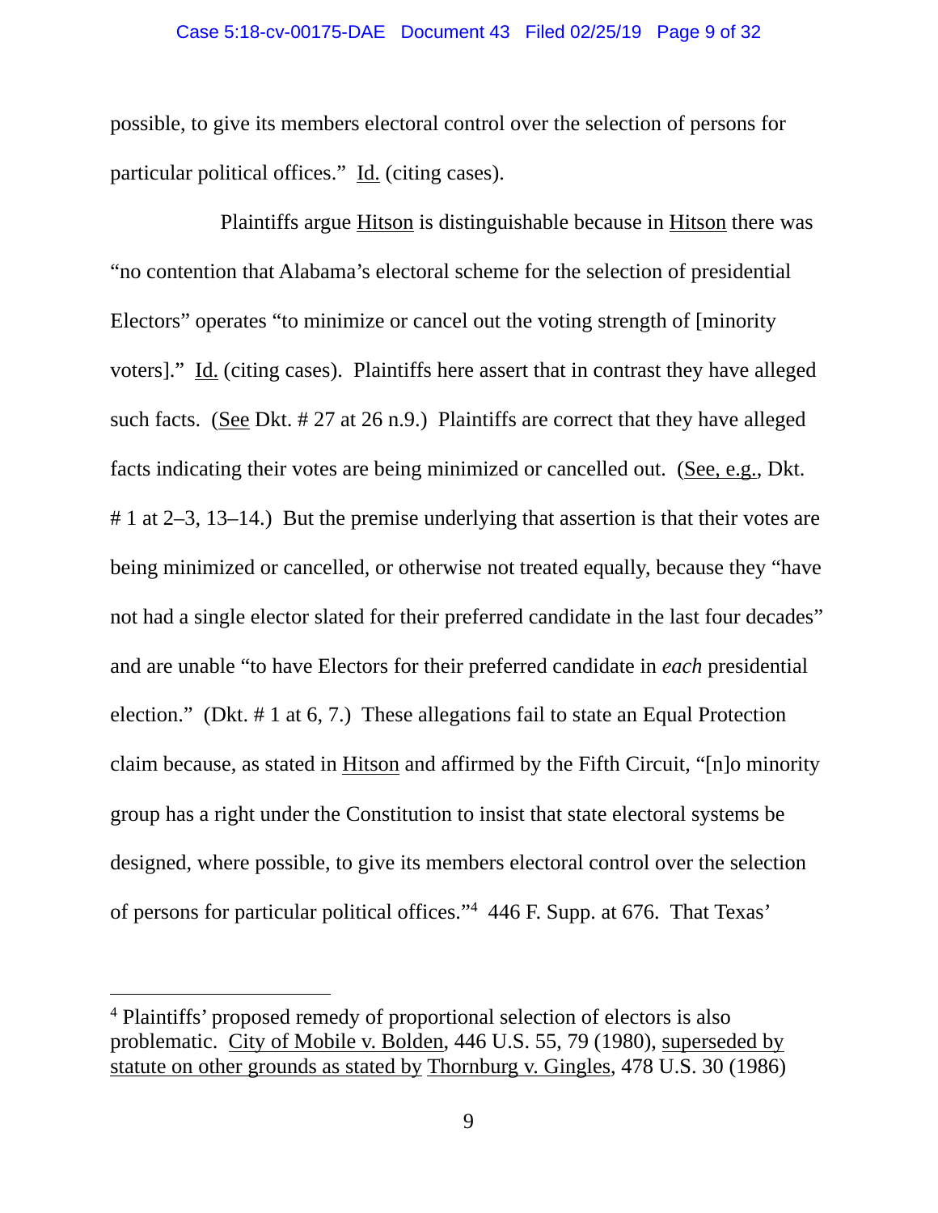possible, to give its members electoral control over the selection of persons for particular political offices." Id. (citing cases).

Plaintiffs argue Hitson is distinguishable because in Hitson there was "no contention that Alabama's electoral scheme for the selection of presidential Electors" operates "to minimize or cancel out the voting strength of [minority voters]." Id. (citing cases). Plaintiffs here assert that in contrast they have alleged such facts. (See Dkt. # 27 at 26 n.9.) Plaintiffs are correct that they have alleged facts indicating their votes are being minimized or cancelled out. (See, e.g., Dkt. # 1 at 2–3, 13–14.) But the premise underlying that assertion is that their votes are being minimized or cancelled, or otherwise not treated equally, because they "have not had a single elector slated for their preferred candidate in the last four decades" and are unable "to have Electors for their preferred candidate in *each* presidential election." (Dkt. # 1 at 6, 7.) These allegations fail to state an Equal Protection claim because, as stated in Hitson and affirmed by the Fifth Circuit, "[n]o minority group has a right under the Constitution to insist that state electoral systems be designed, where possible, to give its members electoral control over the selection of persons for particular political offices."[4] 446 F. Supp. at 676. That Texas'

---

[4] Plaintiffs' proposed remedy of proportional selection of electors is also problematic. City of Mobile v. Bolden, 446 U.S. 55, 79 (1980), superseded by statute on other grounds as stated by Thornburg v. Gingles, 478 U.S. 30 (1986)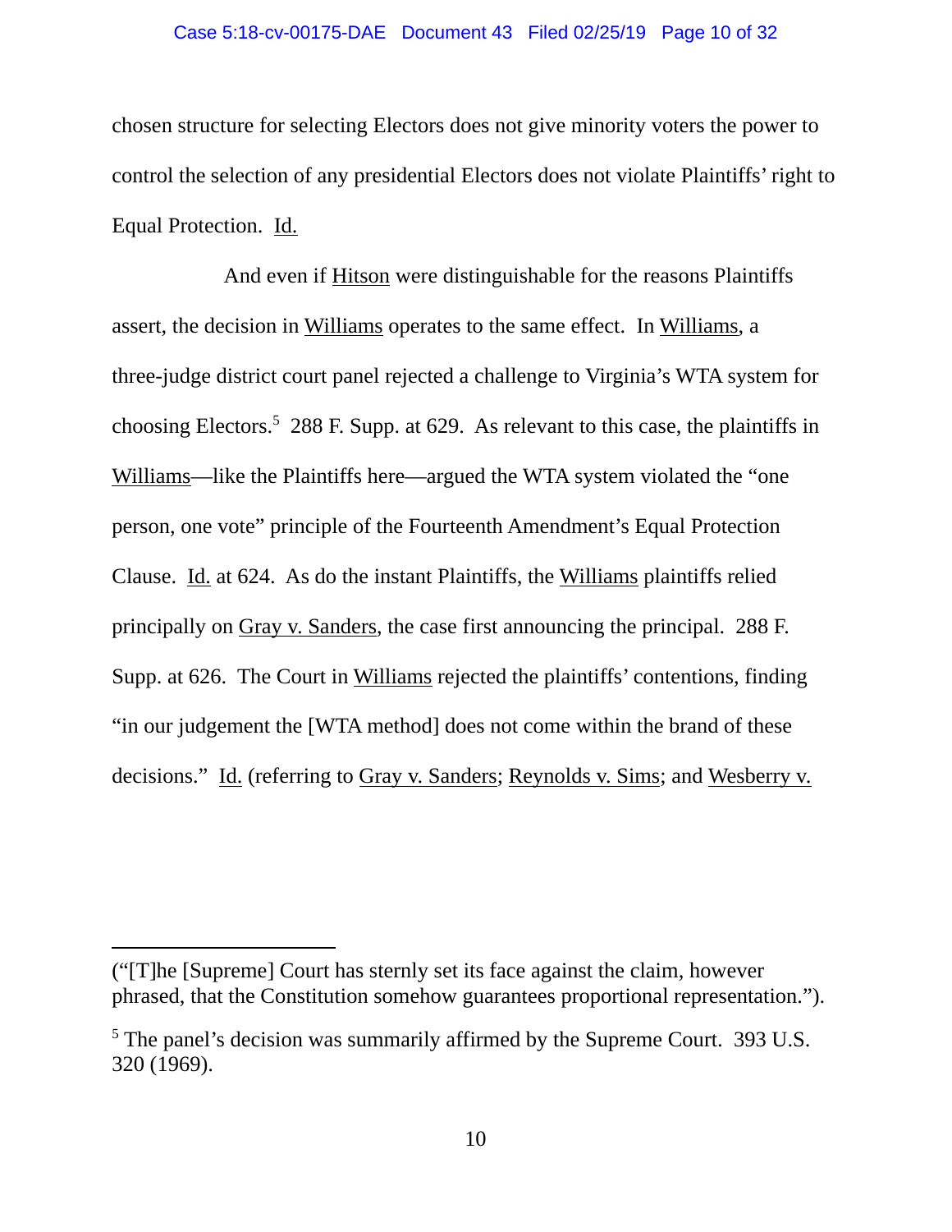chosen structure for selecting Electors does not give minority voters the power to control the selection of any presidential Electors does not violate Plaintiffs' right to Equal Protection. Id.

And even if Hitson were distinguishable for the reasons Plaintiffs assert, the decision in Williams operates to the same effect. In Williams, a three-judge district court panel rejected a challenge to Virginia's WTA system for choosing Electors.[5] 288 F. Supp. at 629. As relevant to this case, the plaintiffs in Williams—like the Plaintiffs here—argued the WTA system violated the "one person, one vote" principle of the Fourteenth Amendment's Equal Protection Clause. Id. at 624. As do the instant Plaintiffs, the Williams plaintiffs relied principally on Gray v. Sanders, the case first announcing the principal. 288 F. Supp. at 626. The Court in Williams rejected the plaintiffs' contentions, finding "in our judgement the [WTA method] does not come within the brand of these decisions." Id. (referring to Gray v. Sanders; Reynolds v. Sims; and Wesberry v.

---

("[T]he [Supreme] Court has sternly set its face against the claim, however phrased, that the Constitution somehow guarantees proportional representation.").

[5] The panel's decision was summarily affirmed by the Supreme Court. 393 U.S. 320 (1969).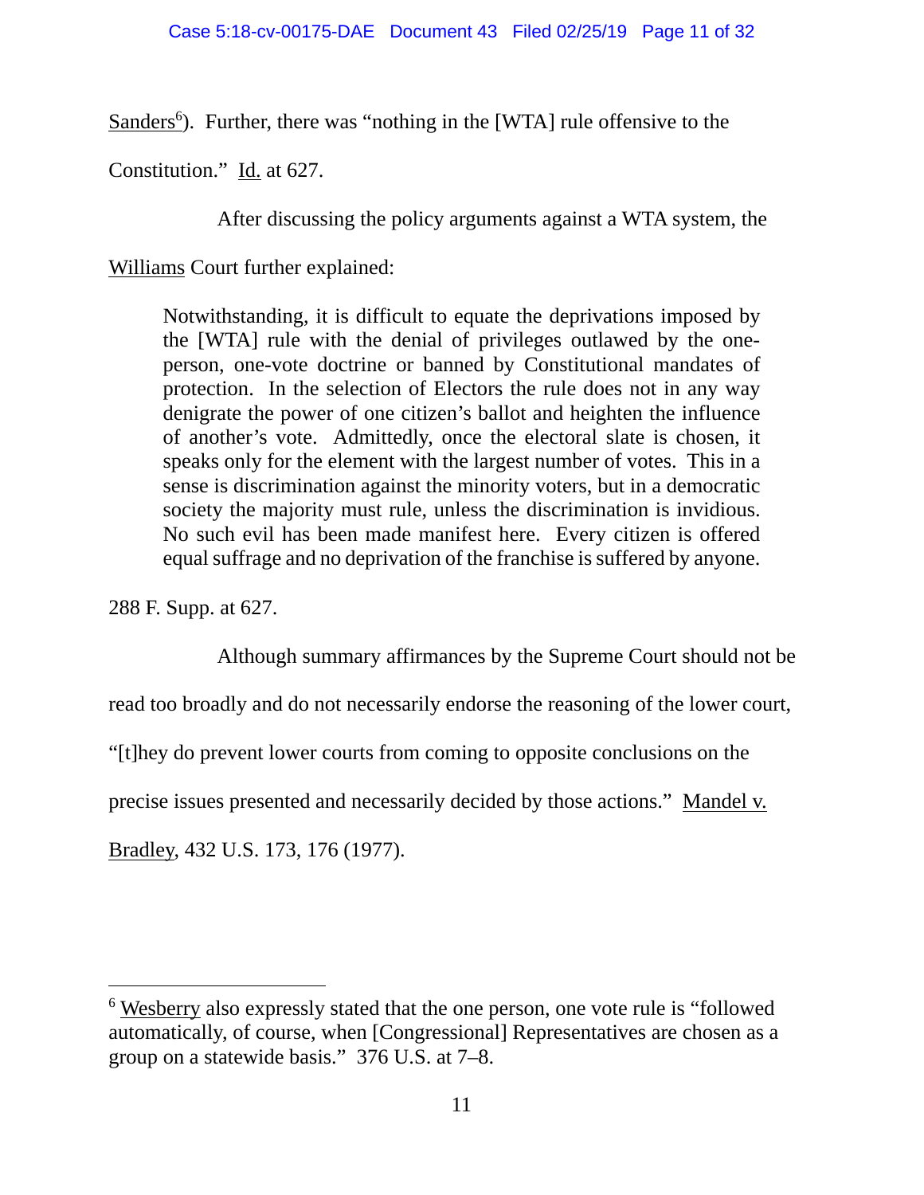Sanders[6]). Further, there was "nothing in the [WTA] rule offensive to the Constitution." Id. at 627.

After discussing the policy arguments against a WTA system, the Williams Court further explained:

> Notwithstanding, it is difficult to equate the deprivations imposed by the [WTA] rule with the denial of privileges outlawed by the one-person, one-vote doctrine or banned by Constitutional mandates of protection. In the selection of Electors the rule does not in any way denigrate the power of one citizen's ballot and heighten the influence of another's vote. Admittedly, once the electoral slate is chosen, it speaks only for the element with the largest number of votes. This in a sense is discrimination against the minority voters, but in a democratic society the majority must rule, unless the discrimination is invidious. No such evil has been made manifest here. Every citizen is offered equal suffrage and no deprivation of the franchise is suffered by anyone.

288 F. Supp. at 627.

Although summary affirmances by the Supreme Court should not be read too broadly and do not necessarily endorse the reasoning of the lower court, "[t]hey do prevent lower courts from coming to opposite conclusions on the precise issues presented and necessarily decided by those actions." Mandel v. Bradley, 432 U.S. 173, 176 (1977).

---

[6] Wesberry also expressly stated that the one person, one vote rule is "followed automatically, of course, when [Congressional] Representatives are chosen as a group on a statewide basis." 376 U.S. at 7–8.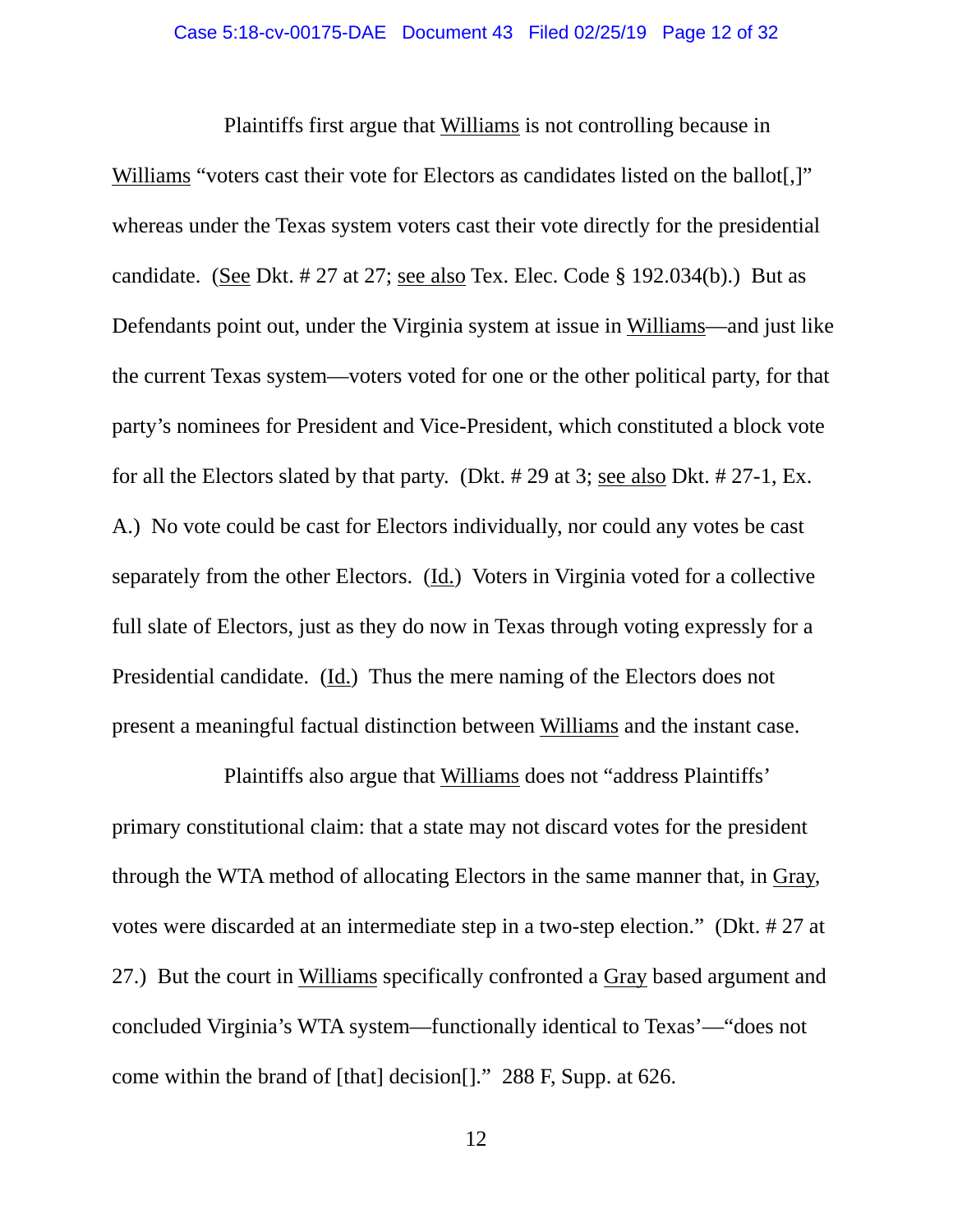Plaintiffs first argue that Williams is not controlling because in Williams "voters cast their vote for Electors as candidates listed on the ballot[,]" whereas under the Texas system voters cast their vote directly for the presidential candidate. (See Dkt. # 27 at 27; see also Tex. Elec. Code § 192.034(b).) But as Defendants point out, under the Virginia system at issue in Williams—and just like the current Texas system—voters voted for one or the other political party, for that party's nominees for President and Vice-President, which constituted a block vote for all the Electors slated by that party. (Dkt. # 29 at 3; see also Dkt. # 27-1, Ex. A.) No vote could be cast for Electors individually, nor could any votes be cast separately from the other Electors. (Id.) Voters in Virginia voted for a collective full slate of Electors, just as they do now in Texas through voting expressly for a Presidential candidate. (Id.) Thus the mere naming of the Electors does not present a meaningful factual distinction between Williams and the instant case.

Plaintiffs also argue that Williams does not "address Plaintiffs' primary constitutional claim: that a state may not discard votes for the president through the WTA method of allocating Electors in the same manner that, in Gray, votes were discarded at an intermediate step in a two-step election." (Dkt. # 27 at 27.) But the court in Williams specifically confronted a Gray based argument and concluded Virginia's WTA system—functionally identical to Texas'—"does not come within the brand of [that] decision[]." 288 F, Supp. at 626.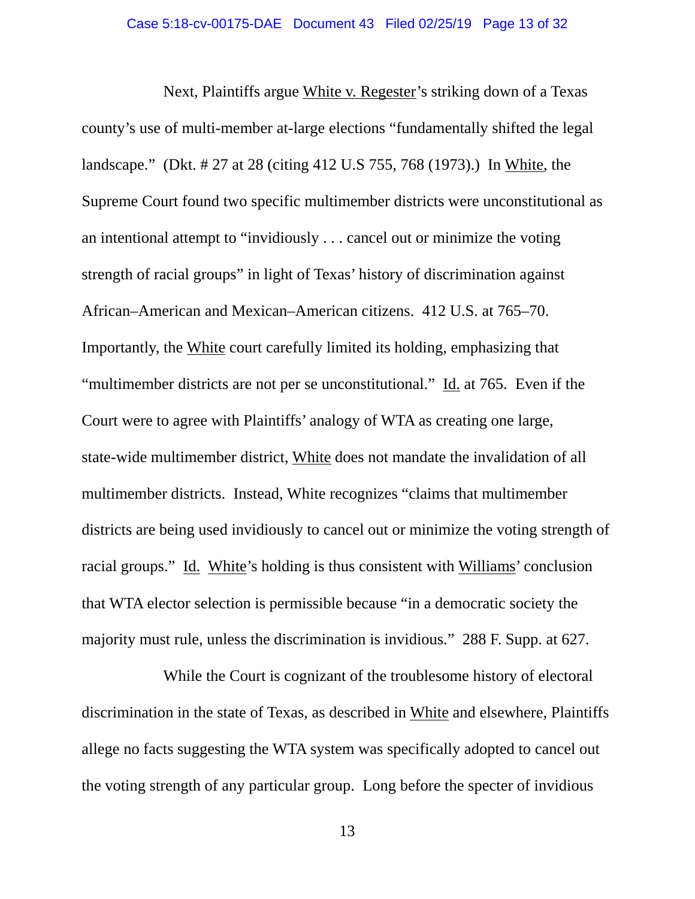Next, Plaintiffs argue White v. Regester's striking down of a Texas county's use of multi-member at-large elections "fundamentally shifted the legal landscape." (Dkt. # 27 at 28 (citing 412 U.S 755, 768 (1973).) In White, the Supreme Court found two specific multimember districts were unconstitutional as an intentional attempt to "invidiously . . . cancel out or minimize the voting strength of racial groups" in light of Texas' history of discrimination against African–American and Mexican–American citizens. 412 U.S. at 765–70. Importantly, the White court carefully limited its holding, emphasizing that "multimember districts are not per se unconstitutional." Id. at 765. Even if the Court were to agree with Plaintiffs' analogy of WTA as creating one large, state-wide multimember district, White does not mandate the invalidation of all multimember districts. Instead, White recognizes "claims that multimember districts are being used invidiously to cancel out or minimize the voting strength of racial groups." Id. White's holding is thus consistent with Williams' conclusion that WTA elector selection is permissible because "in a democratic society the majority must rule, unless the discrimination is invidious." 288 F. Supp. at 627.

While the Court is cognizant of the troublesome history of electoral discrimination in the state of Texas, as described in White and elsewhere, Plaintiffs allege no facts suggesting the WTA system was specifically adopted to cancel out the voting strength of any particular group. Long before the specter of invidious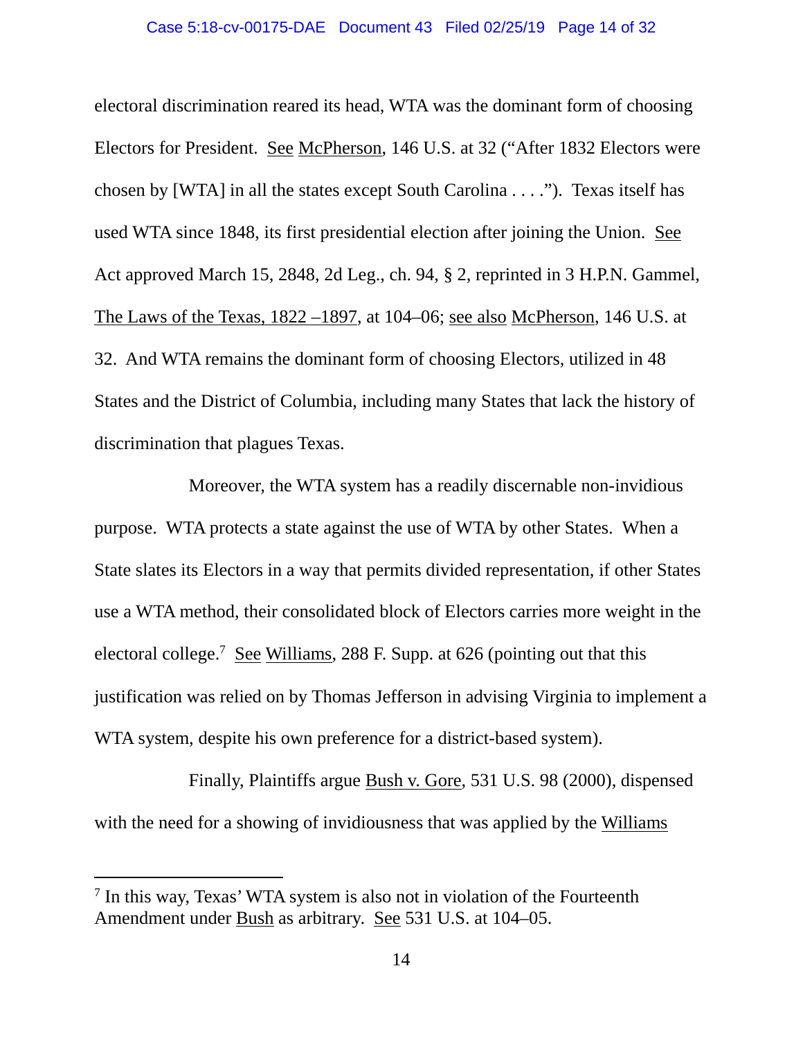electoral discrimination reared its head, WTA was the dominant form of choosing Electors for President. See McPherson, 146 U.S. at 32 ("After 1832 Electors were chosen by [WTA] in all the states except South Carolina . . . ."). Texas itself has used WTA since 1848, its first presidential election after joining the Union. See Act approved March 15, 2848, 2d Leg., ch. 94, § 2, reprinted in 3 H.P.N. Gammel, The Laws of the Texas, 1822 –1897, at 104–06; see also McPherson, 146 U.S. at 32. And WTA remains the dominant form of choosing Electors, utilized in 48 States and the District of Columbia, including many States that lack the history of discrimination that plagues Texas.

Moreover, the WTA system has a readily discernable non-invidious purpose. WTA protects a state against the use of WTA by other States. When a State slates its Electors in a way that permits divided representation, if other States use a WTA method, their consolidated block of Electors carries more weight in the electoral college.[7] See Williams, 288 F. Supp. at 626 (pointing out that this justification was relied on by Thomas Jefferson in advising Virginia to implement a WTA system, despite his own preference for a district-based system).

Finally, Plaintiffs argue Bush v. Gore, 531 U.S. 98 (2000), dispensed with the need for a showing of invidiousness that was applied by the Williams

[7] In this way, Texas' WTA system is also not in violation of the Fourteenth Amendment under Bush as arbitrary. See 531 U.S. at 104–05.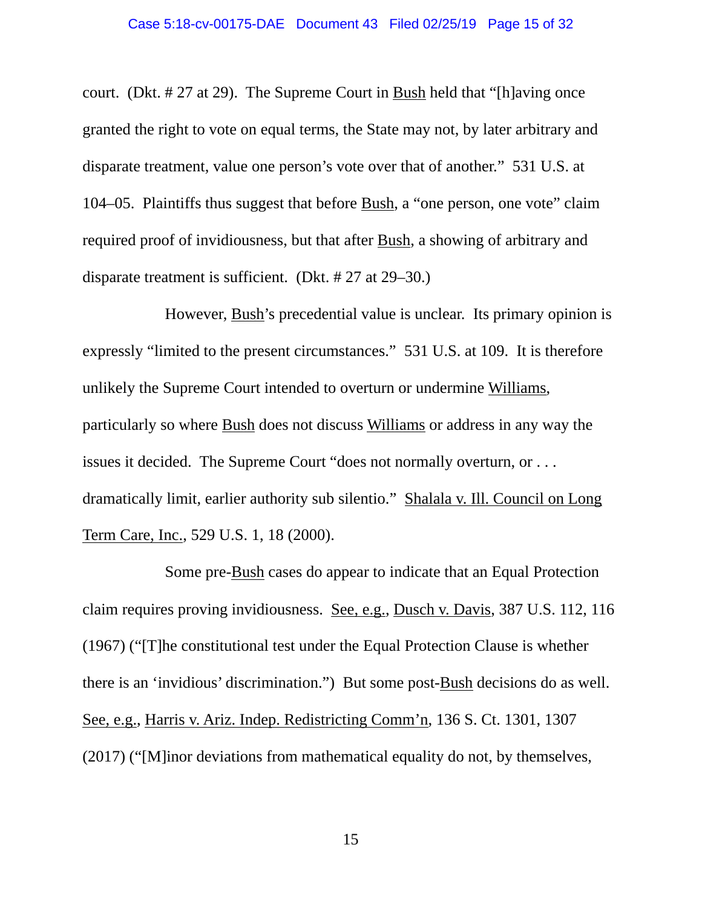court. (Dkt. # 27 at 29). The Supreme Court in Bush held that "[h]aving once granted the right to vote on equal terms, the State may not, by later arbitrary and disparate treatment, value one person's vote over that of another." 531 U.S. at 104–05. Plaintiffs thus suggest that before Bush, a "one person, one vote" claim required proof of invidiousness, but that after Bush, a showing of arbitrary and disparate treatment is sufficient. (Dkt. # 27 at 29–30.)

However, Bush's precedential value is unclear. Its primary opinion is expressly "limited to the present circumstances." 531 U.S. at 109. It is therefore unlikely the Supreme Court intended to overturn or undermine Williams, particularly so where Bush does not discuss Williams or address in any way the issues it decided. The Supreme Court "does not normally overturn, or . . . dramatically limit, earlier authority sub silentio." Shalala v. Ill. Council on Long Term Care, Inc., 529 U.S. 1, 18 (2000).

Some pre-Bush cases do appear to indicate that an Equal Protection claim requires proving invidiousness. See, e.g., Dusch v. Davis, 387 U.S. 112, 116 (1967) ("[T]he constitutional test under the Equal Protection Clause is whether there is an 'invidious' discrimination.") But some post-Bush decisions do as well. See, e.g., Harris v. Ariz. Indep. Redistricting Comm'n, 136 S. Ct. 1301, 1307 (2017) ("[M]inor deviations from mathematical equality do not, by themselves,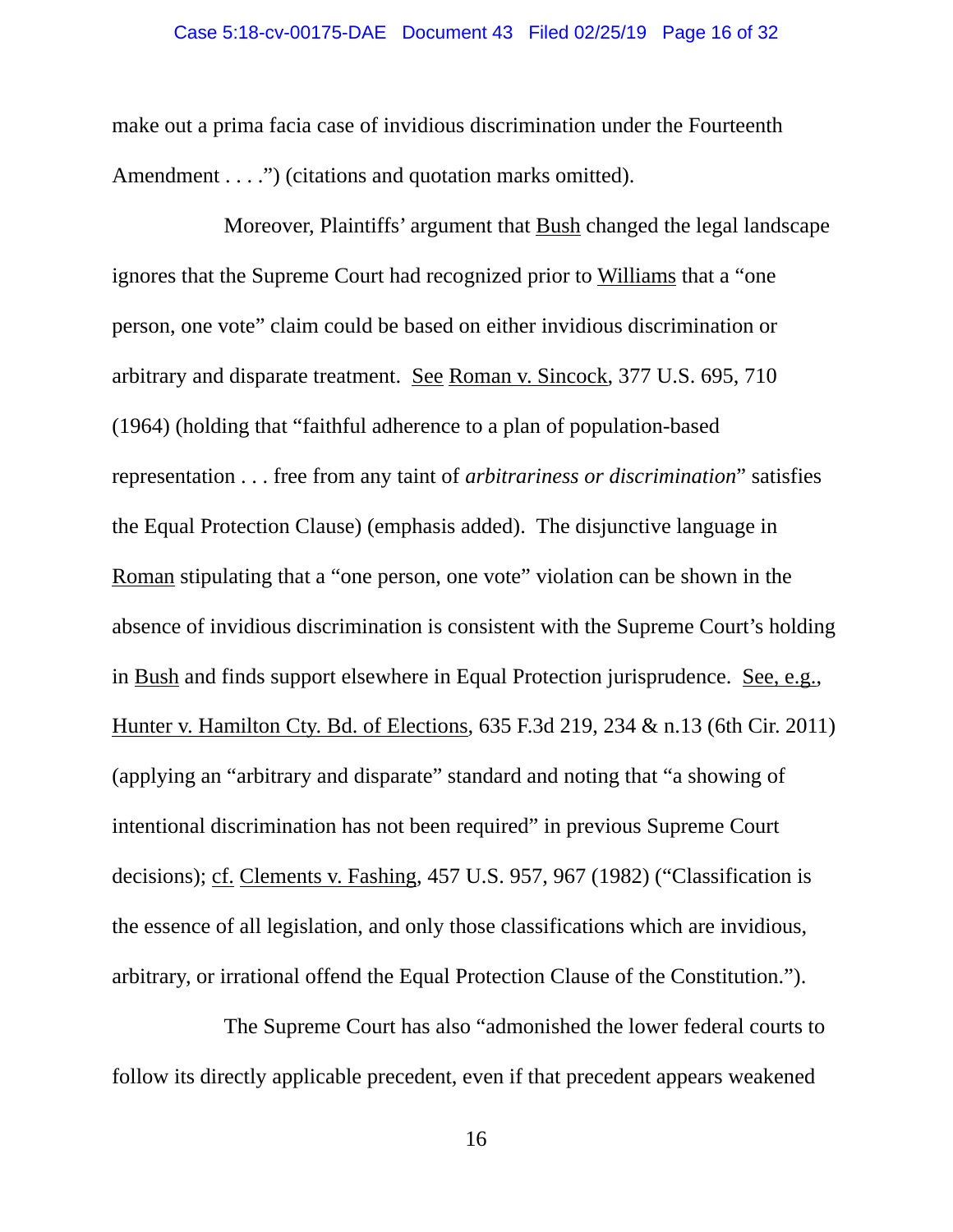make out a prima facia case of invidious discrimination under the Fourteenth Amendment . . . .") (citations and quotation marks omitted).

Moreover, Plaintiffs' argument that Bush changed the legal landscape ignores that the Supreme Court had recognized prior to Williams that a "one person, one vote" claim could be based on either invidious discrimination or arbitrary and disparate treatment. See Roman v. Sincock, 377 U.S. 695, 710 (1964) (holding that "faithful adherence to a plan of population-based representation . . . free from any taint of *arbitrariness or discrimination*" satisfies the Equal Protection Clause) (emphasis added). The disjunctive language in Roman stipulating that a "one person, one vote" violation can be shown in the absence of invidious discrimination is consistent with the Supreme Court's holding in Bush and finds support elsewhere in Equal Protection jurisprudence. See, e.g., Hunter v. Hamilton Cty. Bd. of Elections, 635 F.3d 219, 234 & n.13 (6th Cir. 2011) (applying an "arbitrary and disparate" standard and noting that "a showing of intentional discrimination has not been required" in previous Supreme Court decisions); cf. Clements v. Fashing, 457 U.S. 957, 967 (1982) ("Classification is the essence of all legislation, and only those classifications which are invidious, arbitrary, or irrational offend the Equal Protection Clause of the Constitution.").

The Supreme Court has also "admonished the lower federal courts to follow its directly applicable precedent, even if that precedent appears weakened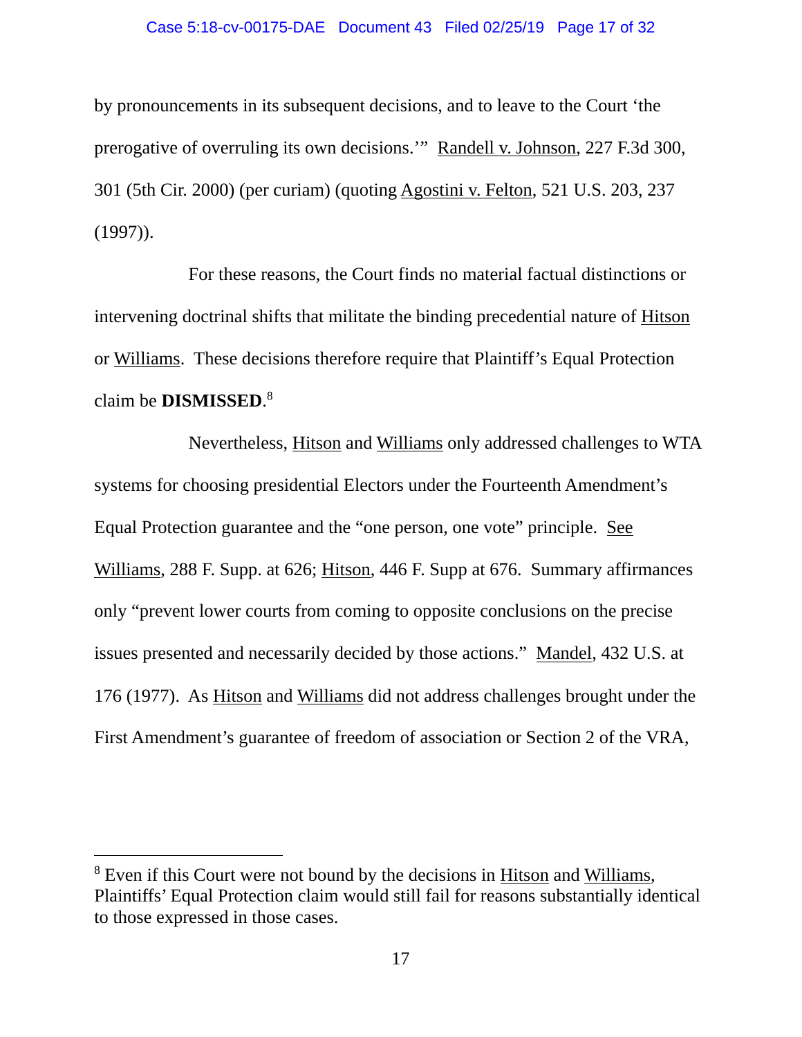by pronouncements in its subsequent decisions, and to leave to the Court 'the prerogative of overruling its own decisions.'" Randell v. Johnson, 227 F.3d 300, 301 (5th Cir. 2000) (per curiam) (quoting Agostini v. Felton, 521 U.S. 203, 237 (1997)).

For these reasons, the Court finds no material factual distinctions or intervening doctrinal shifts that militate the binding precedential nature of Hitson or Williams. These decisions therefore require that Plaintiff's Equal Protection claim be **DISMISSED**.[8]

Nevertheless, Hitson and Williams only addressed challenges to WTA systems for choosing presidential Electors under the Fourteenth Amendment's Equal Protection guarantee and the "one person, one vote" principle. See Williams, 288 F. Supp. at 626; Hitson, 446 F. Supp at 676. Summary affirmances only "prevent lower courts from coming to opposite conclusions on the precise issues presented and necessarily decided by those actions." Mandel, 432 U.S. at 176 (1977). As Hitson and Williams did not address challenges brought under the First Amendment's guarantee of freedom of association or Section 2 of the VRA,

---

[8] Even if this Court were not bound by the decisions in Hitson and Williams, Plaintiffs' Equal Protection claim would still fail for reasons substantially identical to those expressed in those cases.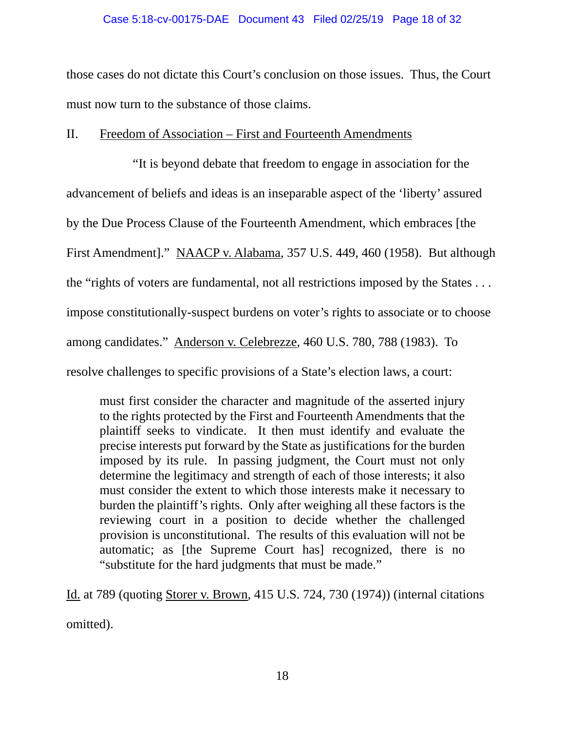those cases do not dictate this Court's conclusion on those issues. Thus, the Court must now turn to the substance of those claims.

## II. Freedom of Association – First and Fourteenth Amendments

"It is beyond debate that freedom to engage in association for the advancement of beliefs and ideas is an inseparable aspect of the 'liberty' assured by the Due Process Clause of the Fourteenth Amendment, which embraces [the First Amendment]." NAACP v. Alabama, 357 U.S. 449, 460 (1958). But although the "rights of voters are fundamental, not all restrictions imposed by the States . . . impose constitutionally-suspect burdens on voter's rights to associate or to choose among candidates." Anderson v. Celebrezze, 460 U.S. 780, 788 (1983). To resolve challenges to specific provisions of a State's election laws, a court:

> must first consider the character and magnitude of the asserted injury to the rights protected by the First and Fourteenth Amendments that the plaintiff seeks to vindicate. It then must identify and evaluate the precise interests put forward by the State as justifications for the burden imposed by its rule. In passing judgment, the Court must not only determine the legitimacy and strength of each of those interests; it also must consider the extent to which those interests make it necessary to burden the plaintiff's rights. Only after weighing all these factors is the reviewing court in a position to decide whether the challenged provision is unconstitutional. The results of this evaluation will not be automatic; as [the Supreme Court has] recognized, there is no "substitute for the hard judgments that must be made."

Id. at 789 (quoting Storer v. Brown, 415 U.S. 724, 730 (1974)) (internal citations omitted).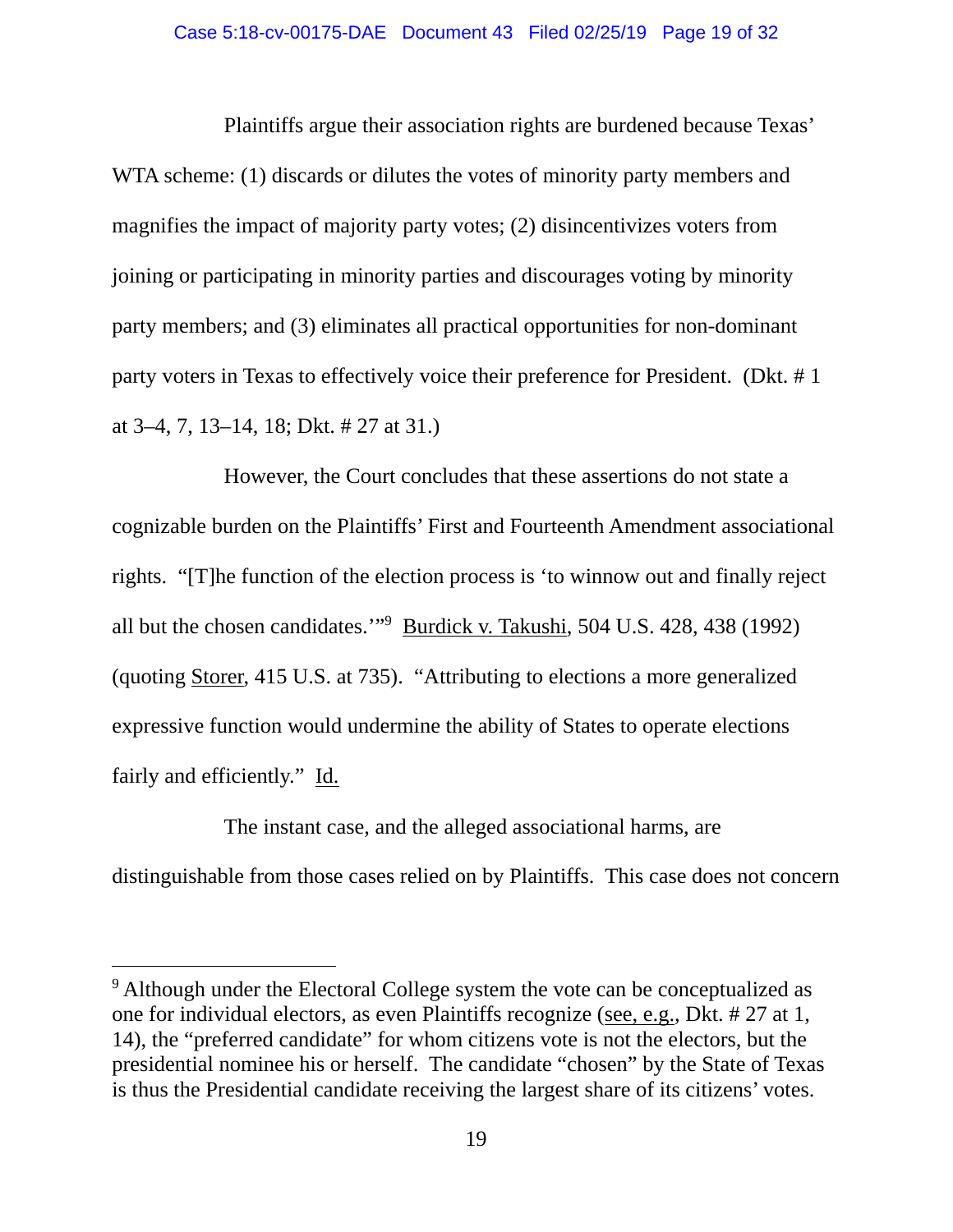Plaintiffs argue their association rights are burdened because Texas' WTA scheme: (1) discards or dilutes the votes of minority party members and magnifies the impact of majority party votes; (2) disincentivizes voters from joining or participating in minority parties and discourages voting by minority party members; and (3) eliminates all practical opportunities for non-dominant party voters in Texas to effectively voice their preference for President. (Dkt. # 1 at 3–4, 7, 13–14, 18; Dkt. # 27 at 31.)

However, the Court concludes that these assertions do not state a cognizable burden on the Plaintiffs' First and Fourteenth Amendment associational rights. "[T]he function of the election process is 'to winnow out and finally reject all but the chosen candidates.'"[9] Burdick v. Takushi, 504 U.S. 428, 438 (1992) (quoting Storer, 415 U.S. at 735). "Attributing to elections a more generalized expressive function would undermine the ability of States to operate elections fairly and efficiently." Id.

The instant case, and the alleged associational harms, are distinguishable from those cases relied on by Plaintiffs. This case does not concern

---

[9] Although under the Electoral College system the vote can be conceptualized as one for individual electors, as even Plaintiffs recognize (see, e.g., Dkt. # 27 at 1, 14), the "preferred candidate" for whom citizens vote is not the electors, but the presidential nominee his or herself. The candidate "chosen" by the State of Texas is thus the Presidential candidate receiving the largest share of its citizens' votes.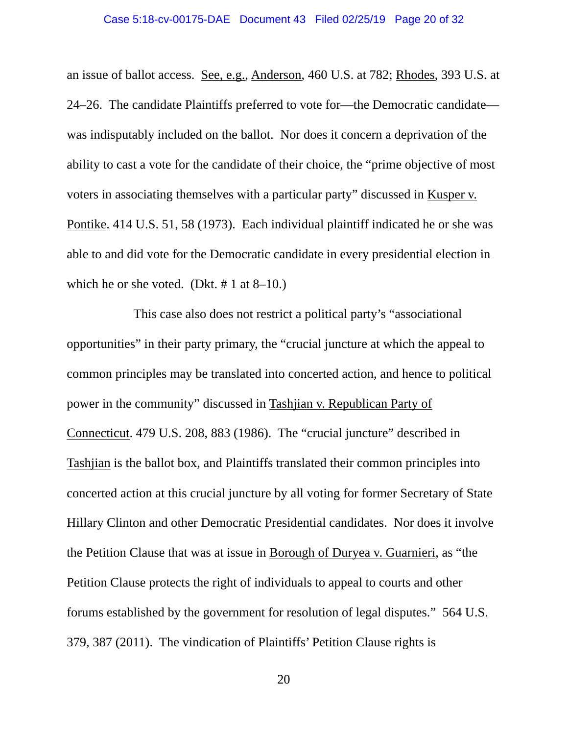an issue of ballot access. See, e.g., Anderson, 460 U.S. at 782; Rhodes, 393 U.S. at 24–26. The candidate Plaintiffs preferred to vote for—the Democratic candidate—was indisputably included on the ballot. Nor does it concern a deprivation of the ability to cast a vote for the candidate of their choice, the "prime objective of most voters in associating themselves with a particular party" discussed in Kusper v. Pontike. 414 U.S. 51, 58 (1973). Each individual plaintiff indicated he or she was able to and did vote for the Democratic candidate in every presidential election in which he or she voted. (Dkt. # 1 at 8–10.)

This case also does not restrict a political party's "associational opportunities" in their party primary, the "crucial juncture at which the appeal to common principles may be translated into concerted action, and hence to political power in the community" discussed in Tashjian v. Republican Party of Connecticut. 479 U.S. 208, 883 (1986). The "crucial juncture" described in Tashjian is the ballot box, and Plaintiffs translated their common principles into concerted action at this crucial juncture by all voting for former Secretary of State Hillary Clinton and other Democratic Presidential candidates. Nor does it involve the Petition Clause that was at issue in Borough of Duryea v. Guarnieri, as "the Petition Clause protects the right of individuals to appeal to courts and other forums established by the government for resolution of legal disputes." 564 U.S. 379, 387 (2011). The vindication of Plaintiffs' Petition Clause rights is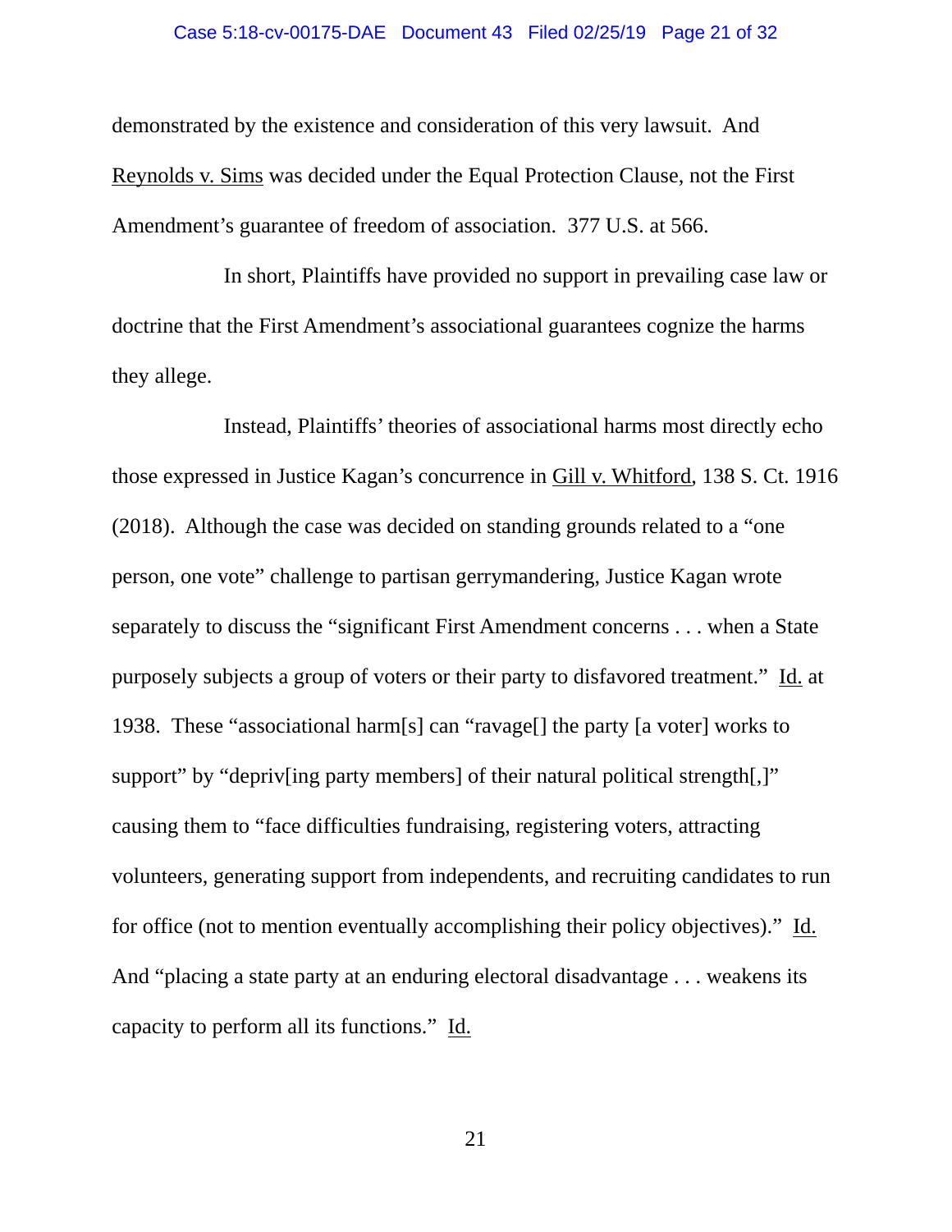demonstrated by the existence and consideration of this very lawsuit. And Reynolds v. Sims was decided under the Equal Protection Clause, not the First Amendment's guarantee of freedom of association. 377 U.S. at 566.

In short, Plaintiffs have provided no support in prevailing case law or doctrine that the First Amendment's associational guarantees cognize the harms they allege.

Instead, Plaintiffs' theories of associational harms most directly echo those expressed in Justice Kagan's concurrence in Gill v. Whitford, 138 S. Ct. 1916 (2018). Although the case was decided on standing grounds related to a "one person, one vote" challenge to partisan gerrymandering, Justice Kagan wrote separately to discuss the "significant First Amendment concerns . . . when a State purposely subjects a group of voters or their party to disfavored treatment." Id. at 1938. These "associational harm[s] can "ravage[] the party [a voter] works to support" by "depriv[ing party members] of their natural political strength[,]" causing them to "face difficulties fundraising, registering voters, attracting volunteers, generating support from independents, and recruiting candidates to run for office (not to mention eventually accomplishing their policy objectives)." Id. And "placing a state party at an enduring electoral disadvantage . . . weakens its capacity to perform all its functions." Id.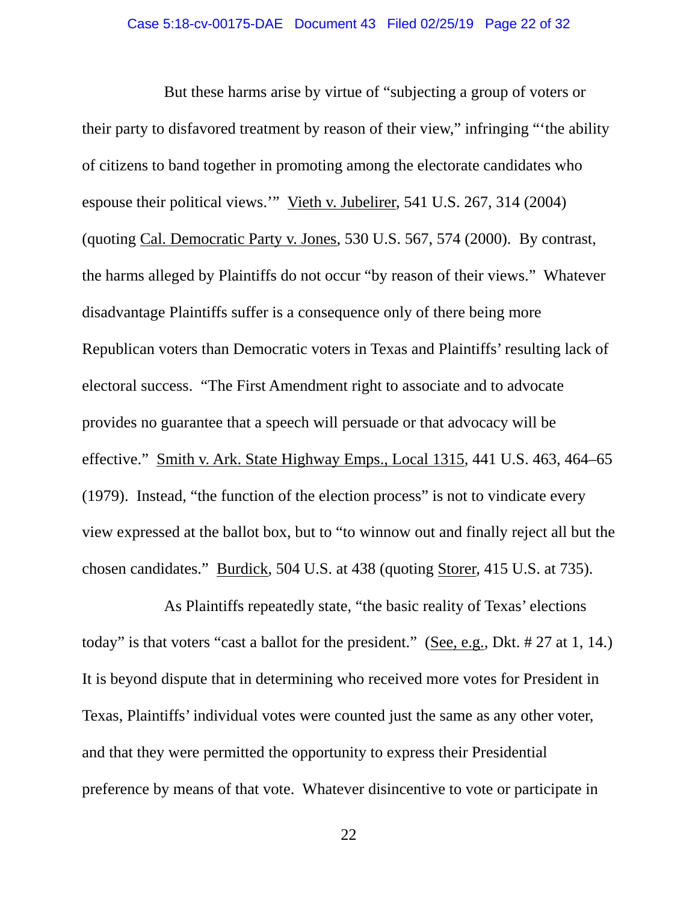But these harms arise by virtue of "subjecting a group of voters or their party to disfavored treatment by reason of their view," infringing "'the ability of citizens to band together in promoting among the electorate candidates who espouse their political views.'" Vieth v. Jubelirer, 541 U.S. 267, 314 (2004) (quoting Cal. Democratic Party v. Jones, 530 U.S. 567, 574 (2000). By contrast, the harms alleged by Plaintiffs do not occur "by reason of their views." Whatever disadvantage Plaintiffs suffer is a consequence only of there being more Republican voters than Democratic voters in Texas and Plaintiffs' resulting lack of electoral success. "The First Amendment right to associate and to advocate provides no guarantee that a speech will persuade or that advocacy will be effective." Smith v. Ark. State Highway Emps., Local 1315, 441 U.S. 463, 464–65 (1979). Instead, "the function of the election process" is not to vindicate every view expressed at the ballot box, but to "to winnow out and finally reject all but the chosen candidates." Burdick, 504 U.S. at 438 (quoting Storer, 415 U.S. at 735).

As Plaintiffs repeatedly state, "the basic reality of Texas' elections today" is that voters "cast a ballot for the president." (See, e.g., Dkt. # 27 at 1, 14.) It is beyond dispute that in determining who received more votes for President in Texas, Plaintiffs' individual votes were counted just the same as any other voter, and that they were permitted the opportunity to express their Presidential preference by means of that vote. Whatever disincentive to vote or participate in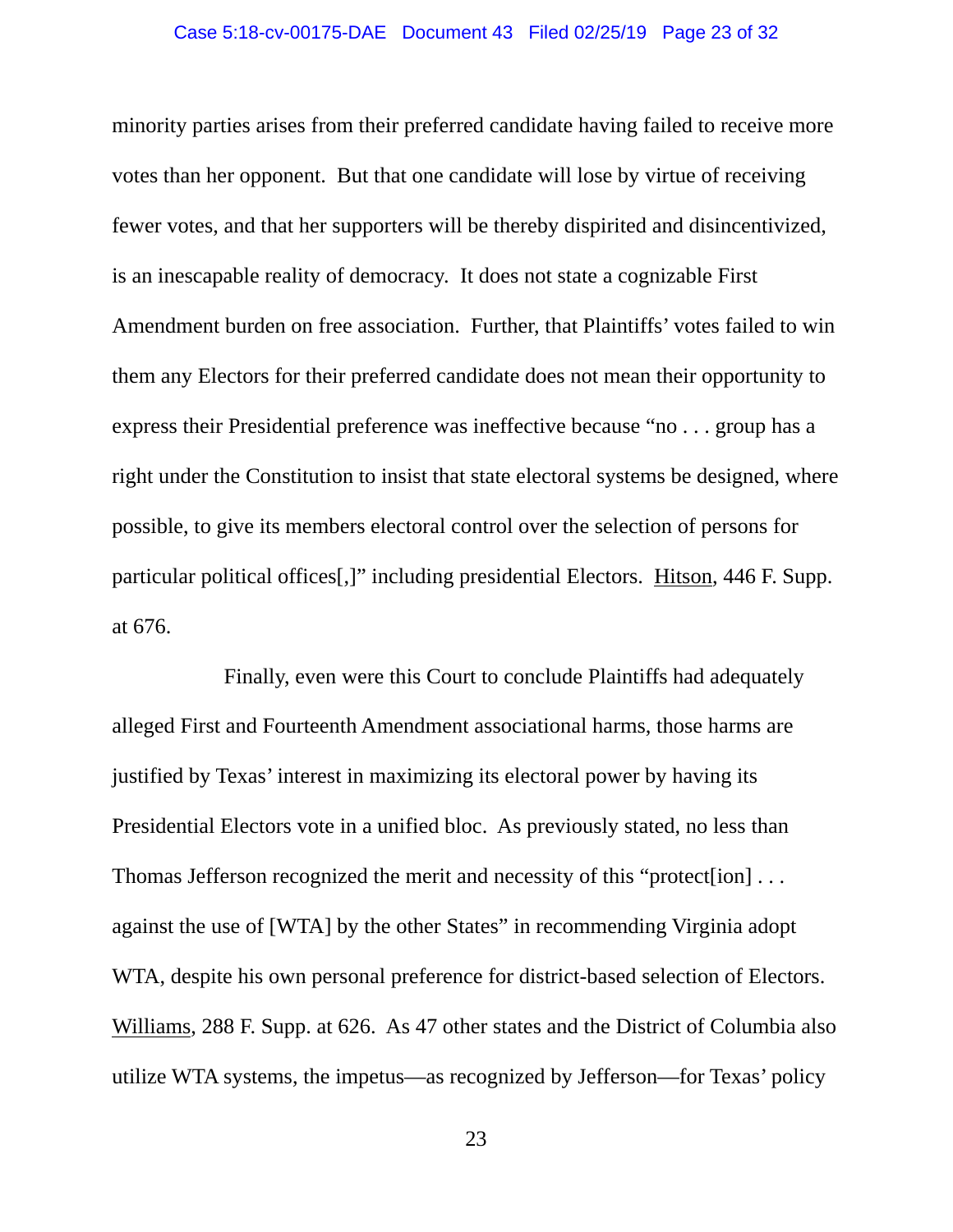minority parties arises from their preferred candidate having failed to receive more votes than her opponent. But that one candidate will lose by virtue of receiving fewer votes, and that her supporters will be thereby dispirited and disincentivized, is an inescapable reality of democracy. It does not state a cognizable First Amendment burden on free association. Further, that Plaintiffs' votes failed to win them any Electors for their preferred candidate does not mean their opportunity to express their Presidential preference was ineffective because "no . . . group has a right under the Constitution to insist that state electoral systems be designed, where possible, to give its members electoral control over the selection of persons for particular political offices[,]" including presidential Electors. Hitson, 446 F. Supp. at 676.

Finally, even were this Court to conclude Plaintiffs had adequately alleged First and Fourteenth Amendment associational harms, those harms are justified by Texas' interest in maximizing its electoral power by having its Presidential Electors vote in a unified bloc. As previously stated, no less than Thomas Jefferson recognized the merit and necessity of this "protect[ion] . . . against the use of [WTA] by the other States" in recommending Virginia adopt WTA, despite his own personal preference for district-based selection of Electors. Williams, 288 F. Supp. at 626. As 47 other states and the District of Columbia also utilize WTA systems, the impetus—as recognized by Jefferson—for Texas' policy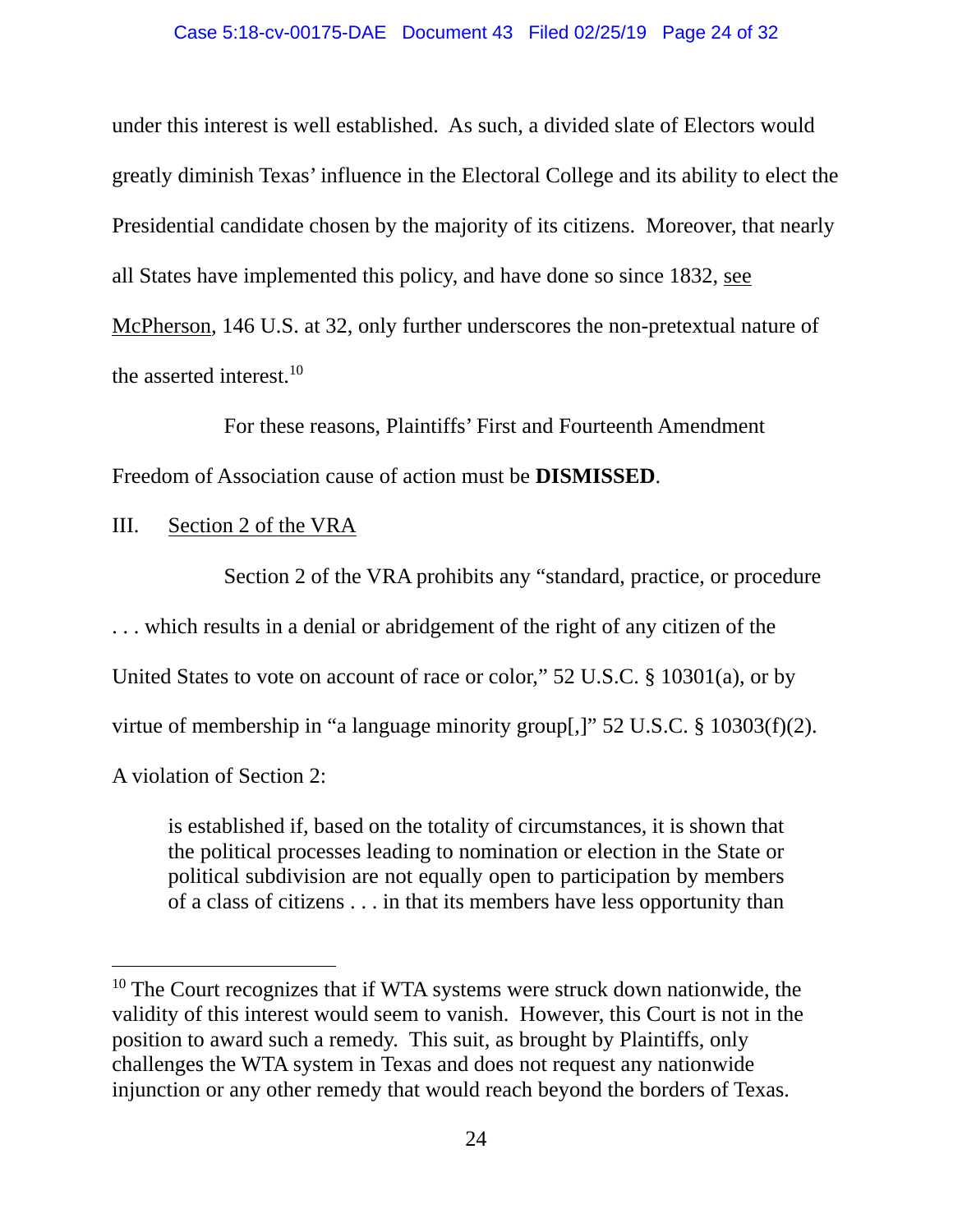under this interest is well established. As such, a divided slate of Electors would greatly diminish Texas' influence in the Electoral College and its ability to elect the Presidential candidate chosen by the majority of its citizens. Moreover, that nearly all States have implemented this policy, and have done so since 1832, see McPherson, 146 U.S. at 32, only further underscores the non-pretextual nature of the asserted interest.[10]

For these reasons, Plaintiffs' First and Fourteenth Amendment Freedom of Association cause of action must be **DISMISSED**.

## III. Section 2 of the VRA

Section 2 of the VRA prohibits any "standard, practice, or procedure . . . which results in a denial or abridgement of the right of any citizen of the United States to vote on account of race or color," 52 U.S.C. § 10301(a), or by virtue of membership in "a language minority group[,]" 52 U.S.C. § 10303(f)(2). A violation of Section 2:

> is established if, based on the totality of circumstances, it is shown that the political processes leading to nomination or election in the State or political subdivision are not equally open to participation by members of a class of citizens . . . in that its members have less opportunity than

---

[10] The Court recognizes that if WTA systems were struck down nationwide, the validity of this interest would seem to vanish. However, this Court is not in the position to award such a remedy. This suit, as brought by Plaintiffs, only challenges the WTA system in Texas and does not request any nationwide injunction or any other remedy that would reach beyond the borders of Texas.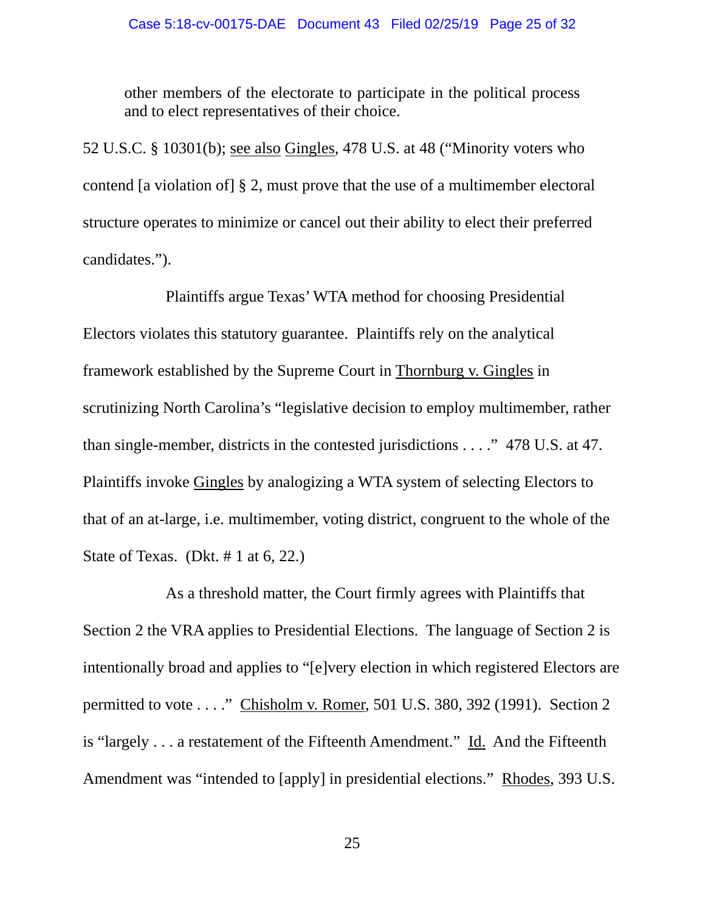> other members of the electorate to participate in the political process and to elect representatives of their choice.

52 U.S.C. § 10301(b); see also Gingles, 478 U.S. at 48 ("Minority voters who contend [a violation of] § 2, must prove that the use of a multimember electoral structure operates to minimize or cancel out their ability to elect their preferred candidates.").

Plaintiffs argue Texas' WTA method for choosing Presidential Electors violates this statutory guarantee. Plaintiffs rely on the analytical framework established by the Supreme Court in Thornburg v. Gingles in scrutinizing North Carolina's "legislative decision to employ multimember, rather than single-member, districts in the contested jurisdictions . . . ." 478 U.S. at 47. Plaintiffs invoke Gingles by analogizing a WTA system of selecting Electors to that of an at-large, i.e. multimember, voting district, congruent to the whole of the State of Texas. (Dkt. # 1 at 6, 22.)

As a threshold matter, the Court firmly agrees with Plaintiffs that Section 2 the VRA applies to Presidential Elections. The language of Section 2 is intentionally broad and applies to "[e]very election in which registered Electors are permitted to vote . . . ." Chisholm v. Romer, 501 U.S. 380, 392 (1991). Section 2 is "largely . . . a restatement of the Fifteenth Amendment." Id. And the Fifteenth Amendment was "intended to [apply] in presidential elections." Rhodes, 393 U.S.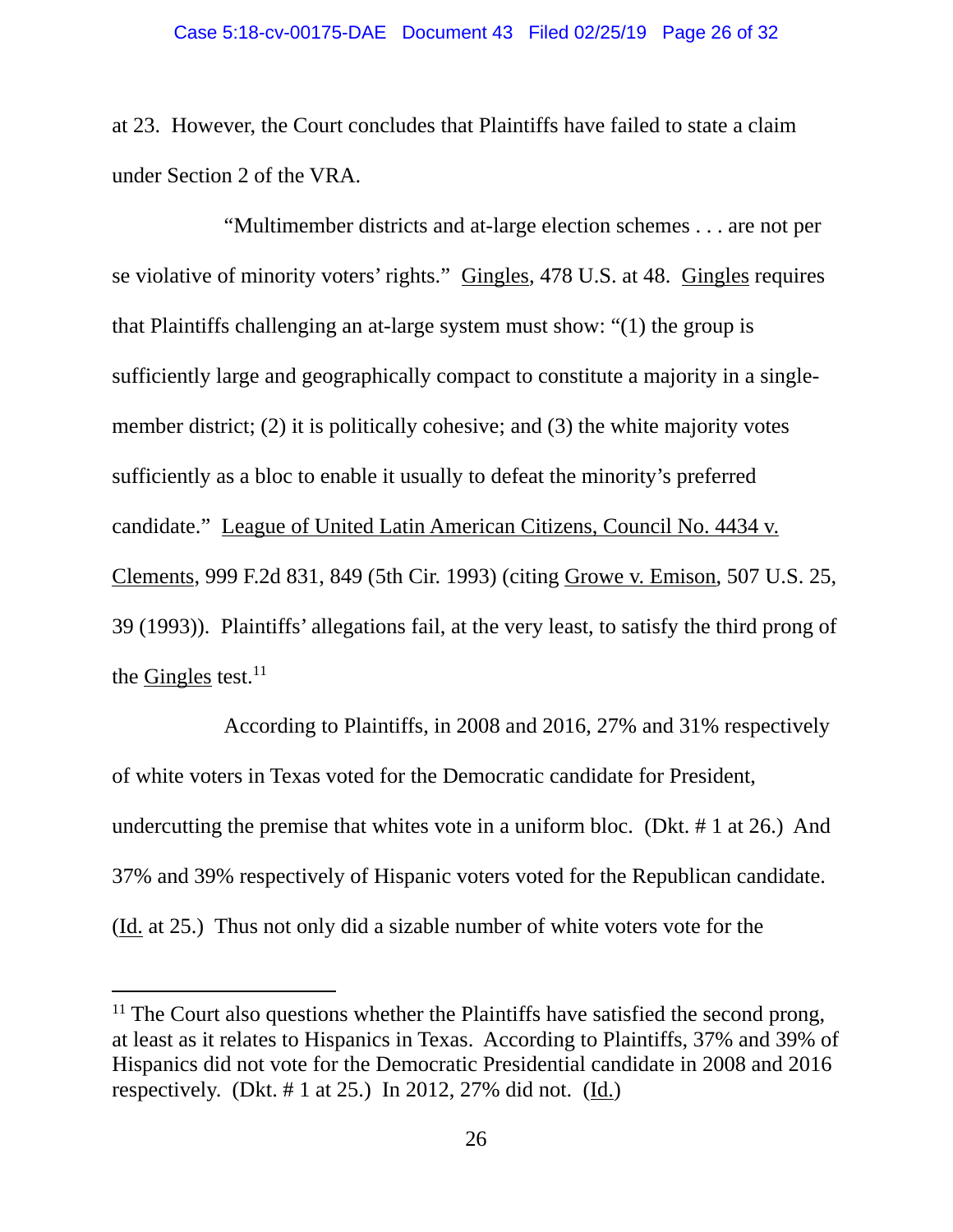at 23. However, the Court concludes that Plaintiffs have failed to state a claim under Section 2 of the VRA.

"Multimember districts and at-large election schemes . . . are not per se violative of minority voters' rights." Gingles, 478 U.S. at 48. Gingles requires that Plaintiffs challenging an at-large system must show: "(1) the group is sufficiently large and geographically compact to constitute a majority in a single-member district; (2) it is politically cohesive; and (3) the white majority votes sufficiently as a bloc to enable it usually to defeat the minority's preferred candidate." League of United Latin American Citizens, Council No. 4434 v. Clements, 999 F.2d 831, 849 (5th Cir. 1993) (citing Growe v. Emison, 507 U.S. 25, 39 (1993)). Plaintiffs' allegations fail, at the very least, to satisfy the third prong of the Gingles test.[11]

According to Plaintiffs, in 2008 and 2016, 27% and 31% respectively of white voters in Texas voted for the Democratic candidate for President, undercutting the premise that whites vote in a uniform bloc. (Dkt. # 1 at 26.) And 37% and 39% respectively of Hispanic voters voted for the Republican candidate. (Id. at 25.) Thus not only did a sizable number of white voters vote for the

---

[11] The Court also questions whether the Plaintiffs have satisfied the second prong, at least as it relates to Hispanics in Texas. According to Plaintiffs, 37% and 39% of Hispanics did not vote for the Democratic Presidential candidate in 2008 and 2016 respectively. (Dkt. # 1 at 25.) In 2012, 27% did not. (Id.)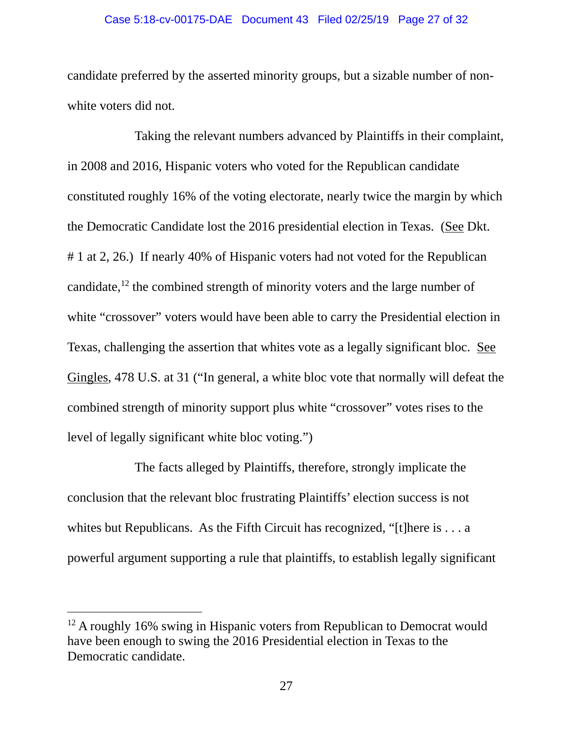candidate preferred by the asserted minority groups, but a sizable number of non-white voters did not.

Taking the relevant numbers advanced by Plaintiffs in their complaint, in 2008 and 2016, Hispanic voters who voted for the Republican candidate constituted roughly 16% of the voting electorate, nearly twice the margin by which the Democratic Candidate lost the 2016 presidential election in Texas. (See Dkt. # 1 at 2, 26.) If nearly 40% of Hispanic voters had not voted for the Republican candidate,[12] the combined strength of minority voters and the large number of white "crossover" voters would have been able to carry the Presidential election in Texas, challenging the assertion that whites vote as a legally significant bloc. See Gingles, 478 U.S. at 31 ("In general, a white bloc vote that normally will defeat the combined strength of minority support plus white "crossover" votes rises to the level of legally significant white bloc voting.")

The facts alleged by Plaintiffs, therefore, strongly implicate the conclusion that the relevant bloc frustrating Plaintiffs' election success is not whites but Republicans. As the Fifth Circuit has recognized, "[t]here is . . . a powerful argument supporting a rule that plaintiffs, to establish legally significant

---

[12] A roughly 16% swing in Hispanic voters from Republican to Democrat would have been enough to swing the 2016 Presidential election in Texas to the Democratic candidate.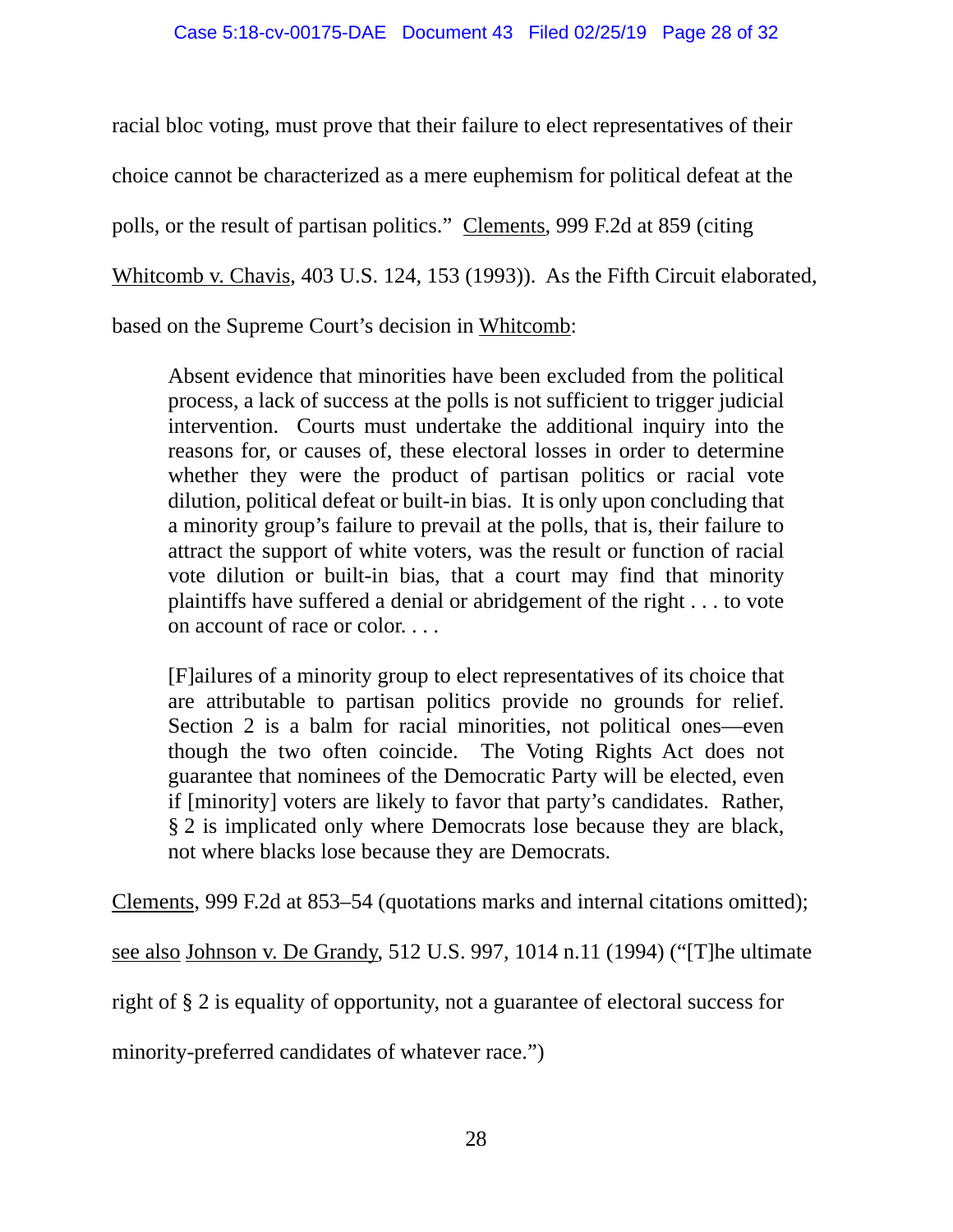racial bloc voting, must prove that their failure to elect representatives of their choice cannot be characterized as a mere euphemism for political defeat at the polls, or the result of partisan politics." Clements, 999 F.2d at 859 (citing Whitcomb v. Chavis, 403 U.S. 124, 153 (1993)). As the Fifth Circuit elaborated, based on the Supreme Court's decision in Whitcomb:

> Absent evidence that minorities have been excluded from the political process, a lack of success at the polls is not sufficient to trigger judicial intervention. Courts must undertake the additional inquiry into the reasons for, or causes of, these electoral losses in order to determine whether they were the product of partisan politics or racial vote dilution, political defeat or built-in bias. It is only upon concluding that a minority group's failure to prevail at the polls, that is, their failure to attract the support of white voters, was the result or function of racial vote dilution or built-in bias, that a court may find that minority plaintiffs have suffered a denial or abridgement of the right . . . to vote on account of race or color. . . .
>
> [F]ailures of a minority group to elect representatives of its choice that are attributable to partisan politics provide no grounds for relief. Section 2 is a balm for racial minorities, not political ones—even though the two often coincide. The Voting Rights Act does not guarantee that nominees of the Democratic Party will be elected, even if [minority] voters are likely to favor that party's candidates. Rather, § 2 is implicated only where Democrats lose because they are black, not where blacks lose because they are Democrats.

Clements, 999 F.2d at 853–54 (quotations marks and internal citations omitted); see also Johnson v. De Grandy, 512 U.S. 997, 1014 n.11 (1994) ("[T]he ultimate right of § 2 is equality of opportunity, not a guarantee of electoral success for minority-preferred candidates of whatever race.")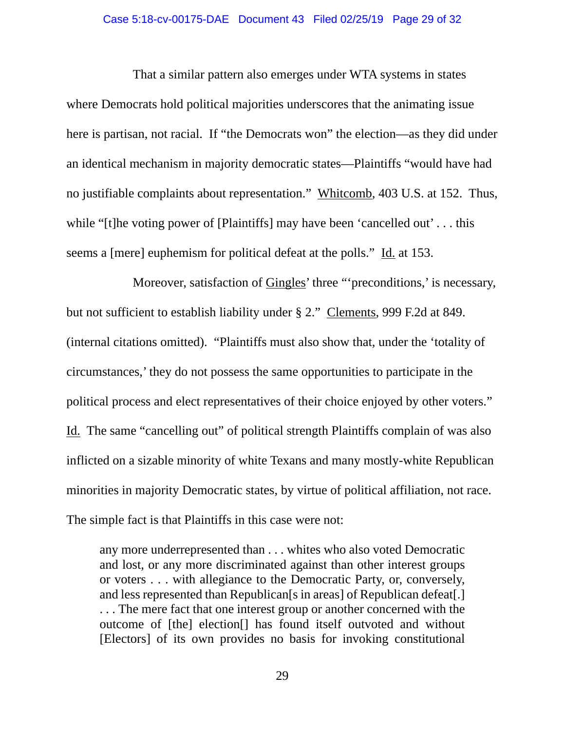That a similar pattern also emerges under WTA systems in states where Democrats hold political majorities underscores that the animating issue here is partisan, not racial. If "the Democrats won" the election—as they did under an identical mechanism in majority democratic states—Plaintiffs "would have had no justifiable complaints about representation." Whitcomb, 403 U.S. at 152. Thus, while "[t]he voting power of [Plaintiffs] may have been 'cancelled out' . . . this seems a [mere] euphemism for political defeat at the polls." Id. at 153.

Moreover, satisfaction of Gingles' three "'preconditions,' is necessary, but not sufficient to establish liability under § 2." Clements, 999 F.2d at 849. (internal citations omitted). "Plaintiffs must also show that, under the 'totality of circumstances,' they do not possess the same opportunities to participate in the political process and elect representatives of their choice enjoyed by other voters." Id. The same "cancelling out" of political strength Plaintiffs complain of was also inflicted on a sizable minority of white Texans and many mostly-white Republican minorities in majority Democratic states, by virtue of political affiliation, not race. The simple fact is that Plaintiffs in this case were not:

> any more underrepresented than . . . whites who also voted Democratic and lost, or any more discriminated against than other interest groups or voters . . . with allegiance to the Democratic Party, or, conversely, and less represented than Republican[s in areas] of Republican defeat[.] . . . The mere fact that one interest group or another concerned with the outcome of [the] election[] has found itself outvoted and without [Electors] of its own provides no basis for invoking constitutional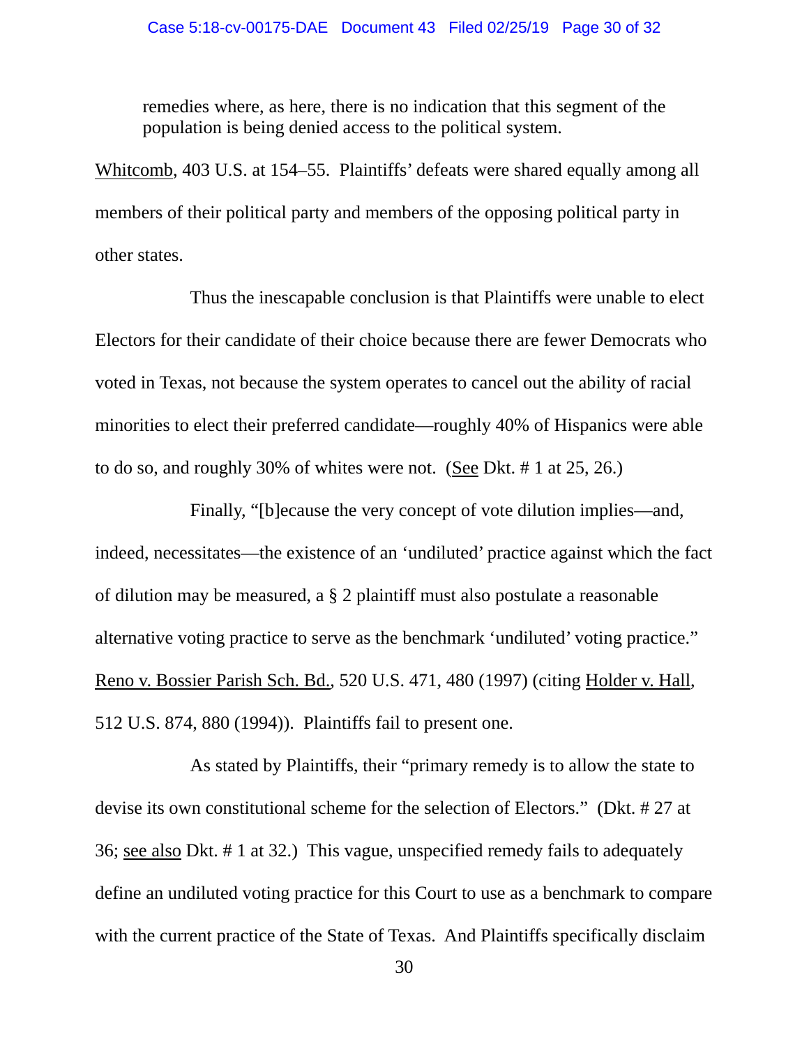> remedies where, as here, there is no indication that this segment of the population is being denied access to the political system.

Whitcomb, 403 U.S. at 154–55. Plaintiffs' defeats were shared equally among all members of their political party and members of the opposing political party in other states.

Thus the inescapable conclusion is that Plaintiffs were unable to elect Electors for their candidate of their choice because there are fewer Democrats who voted in Texas, not because the system operates to cancel out the ability of racial minorities to elect their preferred candidate—roughly 40% of Hispanics were able to do so, and roughly 30% of whites were not. (See Dkt. # 1 at 25, 26.)

Finally, "[b]ecause the very concept of vote dilution implies—and, indeed, necessitates—the existence of an 'undiluted' practice against which the fact of dilution may be measured, a § 2 plaintiff must also postulate a reasonable alternative voting practice to serve as the benchmark 'undiluted' voting practice." Reno v. Bossier Parish Sch. Bd., 520 U.S. 471, 480 (1997) (citing Holder v. Hall, 512 U.S. 874, 880 (1994)). Plaintiffs fail to present one.

As stated by Plaintiffs, their "primary remedy is to allow the state to devise its own constitutional scheme for the selection of Electors." (Dkt. # 27 at 36; see also Dkt. # 1 at 32.) This vague, unspecified remedy fails to adequately define an undiluted voting practice for this Court to use as a benchmark to compare with the current practice of the State of Texas. And Plaintiffs specifically disclaim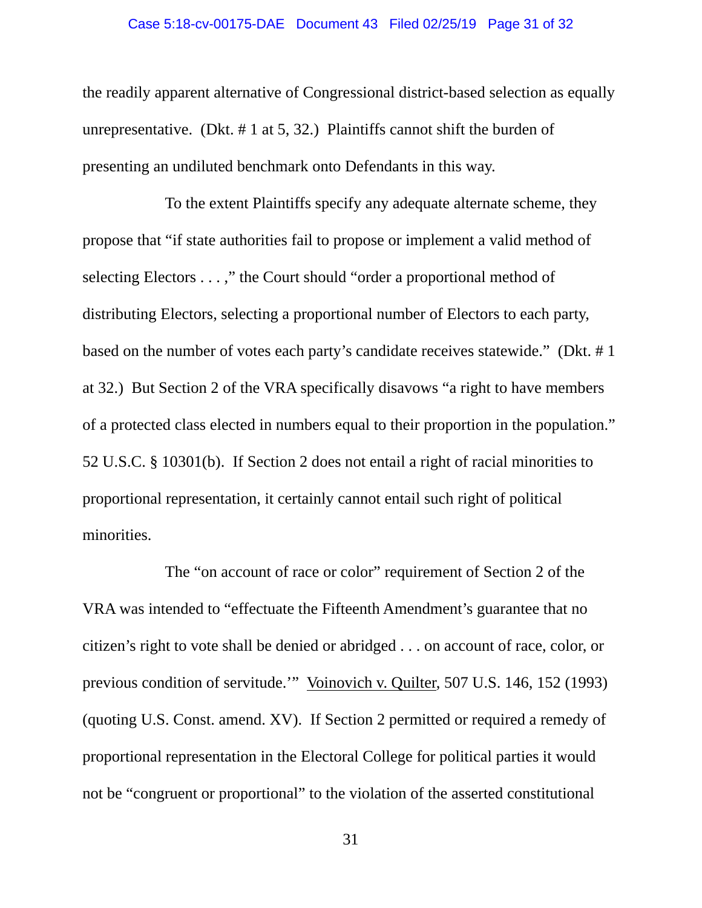the readily apparent alternative of Congressional district-based selection as equally unrepresentative. (Dkt. # 1 at 5, 32.) Plaintiffs cannot shift the burden of presenting an undiluted benchmark onto Defendants in this way.

To the extent Plaintiffs specify any adequate alternate scheme, they propose that "if state authorities fail to propose or implement a valid method of selecting Electors . . . ," the Court should "order a proportional method of distributing Electors, selecting a proportional number of Electors to each party, based on the number of votes each party's candidate receives statewide." (Dkt. # 1 at 32.) But Section 2 of the VRA specifically disavows "a right to have members of a protected class elected in numbers equal to their proportion in the population." 52 U.S.C. § 10301(b). If Section 2 does not entail a right of racial minorities to proportional representation, it certainly cannot entail such right of political minorities.

The "on account of race or color" requirement of Section 2 of the VRA was intended to "effectuate the Fifteenth Amendment's guarantee that no citizen's right to vote shall be denied or abridged . . . on account of race, color, or previous condition of servitude.'" Voinovich v. Quilter, 507 U.S. 146, 152 (1993) (quoting U.S. Const. amend. XV). If Section 2 permitted or required a remedy of proportional representation in the Electoral College for political parties it would not be "congruent or proportional" to the violation of the asserted constitutional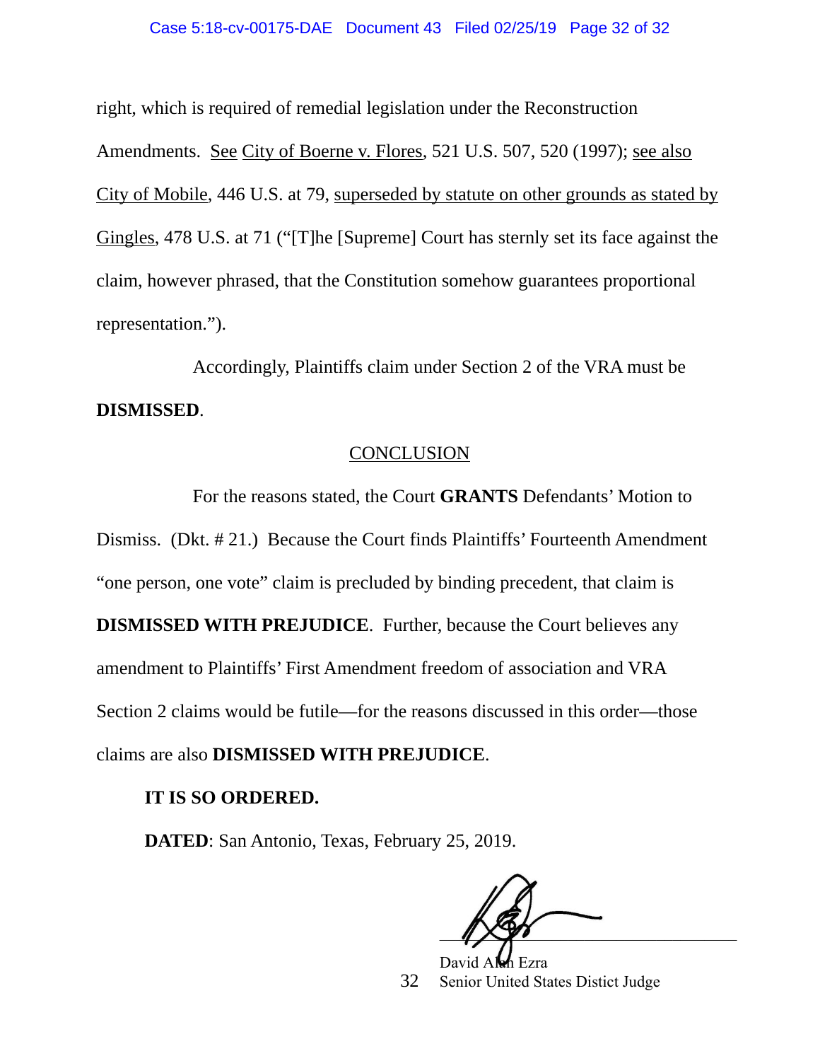right, which is required of remedial legislation under the Reconstruction Amendments. See City of Boerne v. Flores, 521 U.S. 507, 520 (1997); see also City of Mobile, 446 U.S. at 79, superseded by statute on other grounds as stated by Gingles, 478 U.S. at 71 ("[T]he [Supreme] Court has sternly set its face against the claim, however phrased, that the Constitution somehow guarantees proportional representation.").

Accordingly, Plaintiffs claim under Section 2 of the VRA must be **DISMISSED**.

## CONCLUSION

For the reasons stated, the Court **GRANTS** Defendants' Motion to Dismiss. (Dkt. # 21.) Because the Court finds Plaintiffs' Fourteenth Amendment "one person, one vote" claim is precluded by binding precedent, that claim is **DISMISSED WITH PREJUDICE**. Further, because the Court believes any amendment to Plaintiffs' First Amendment freedom of association and VRA Section 2 claims would be futile—for the reasons discussed in this order—those claims are also **DISMISSED WITH PREJUDICE**.

**IT IS SO ORDERED.**

**DATED**: San Antonio, Texas, February 25, 2019.

David Alan Ezra
Senior United States Distict Judge